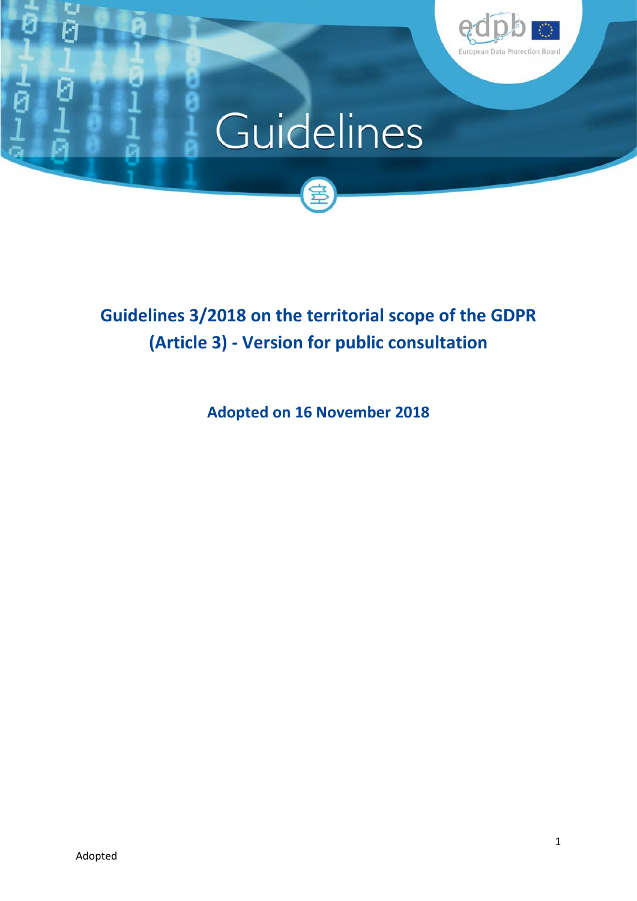# Guidelines

# Guidelines 3/2018 on the territorial scope of the GDPR (Article 3) - Version for public consultation

**Adopted on 16 November 2018**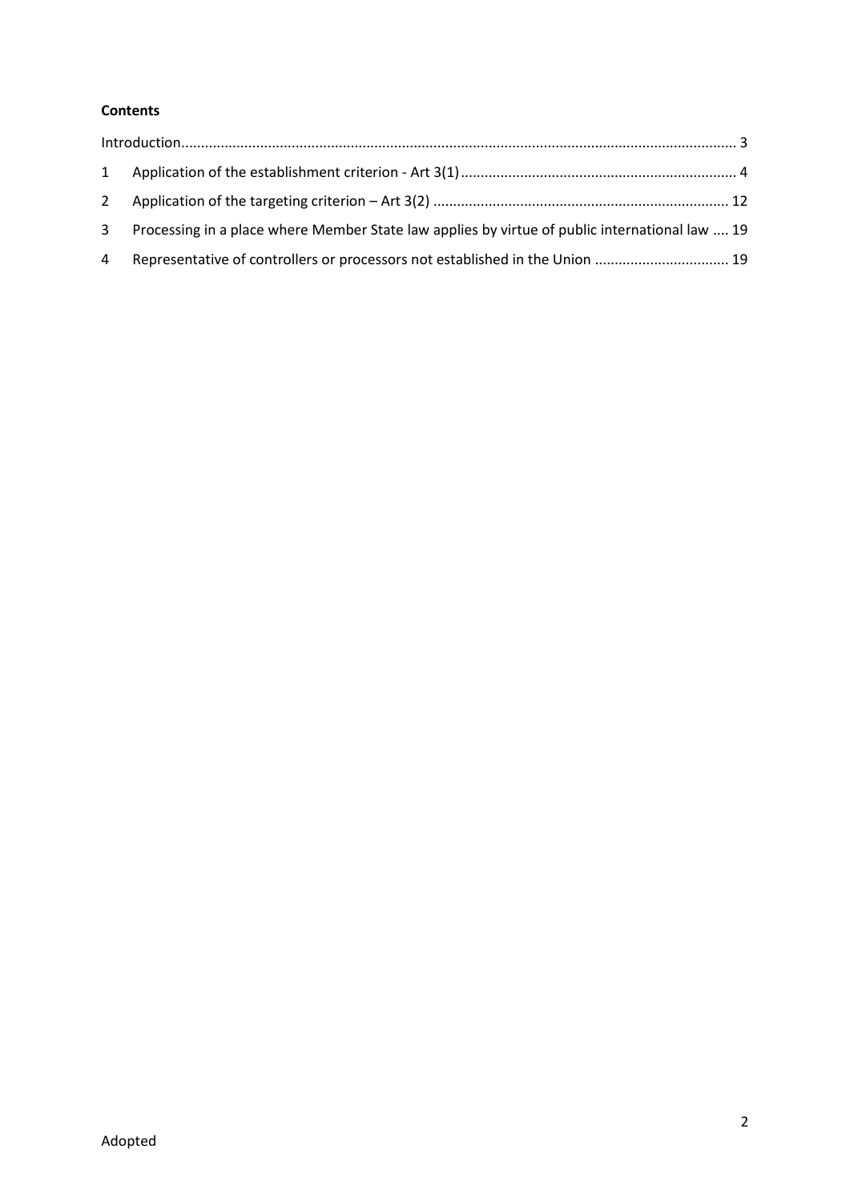**Contents**

Introduction ........................................................................................................................................ 3

1 Application of the establishment criterion - Art 3(1) ...................................................................... 4

2 Application of the targeting criterion – Art 3(2) .......................................................................... 12

3 Processing in a place where Member State law applies by virtue of public international law .... 19

4 Representative of controllers or processors not established in the Union ................................. 19

Adopted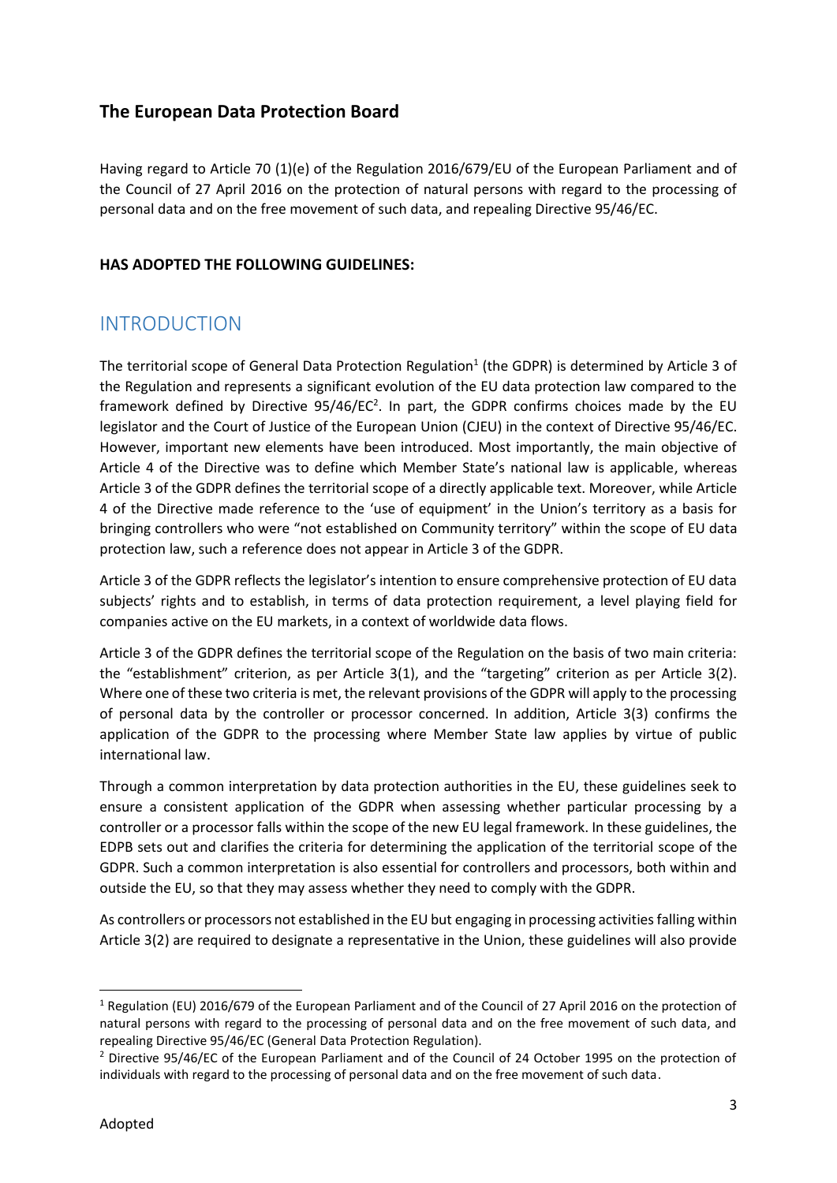## The European Data Protection Board

Having regard to Article 70 (1)(e) of the Regulation 2016/679/EU of the European Parliament and of the Council of 27 April 2016 on the protection of natural persons with regard to the processing of personal data and on the free movement of such data, and repealing Directive 95/46/EC.

**HAS ADOPTED THE FOLLOWING GUIDELINES:**

# INTRODUCTION

The territorial scope of General Data Protection Regulation[1] (the GDPR) is determined by Article 3 of the Regulation and represents a significant evolution of the EU data protection law compared to the framework defined by Directive 95/46/EC[2]. In part, the GDPR confirms choices made by the EU legislator and the Court of Justice of the European Union (CJEU) in the context of Directive 95/46/EC. However, important new elements have been introduced. Most importantly, the main objective of Article 4 of the Directive was to define which Member State's national law is applicable, whereas Article 3 of the GDPR defines the territorial scope of a directly applicable text. Moreover, while Article 4 of the Directive made reference to the 'use of equipment' in the Union's territory as a basis for bringing controllers who were "not established on Community territory" within the scope of EU data protection law, such a reference does not appear in Article 3 of the GDPR.

Article 3 of the GDPR reflects the legislator's intention to ensure comprehensive protection of EU data subjects' rights and to establish, in terms of data protection requirement, a level playing field for companies active on the EU markets, in a context of worldwide data flows.

Article 3 of the GDPR defines the territorial scope of the Regulation on the basis of two main criteria: the "establishment" criterion, as per Article 3(1), and the "targeting" criterion as per Article 3(2). Where one of these two criteria is met, the relevant provisions of the GDPR will apply to the processing of personal data by the controller or processor concerned. In addition, Article 3(3) confirms the application of the GDPR to the processing where Member State law applies by virtue of public international law.

Through a common interpretation by data protection authorities in the EU, these guidelines seek to ensure a consistent application of the GDPR when assessing whether particular processing by a controller or a processor falls within the scope of the new EU legal framework. In these guidelines, the EDPB sets out and clarifies the criteria for determining the application of the territorial scope of the GDPR. Such a common interpretation is also essential for controllers and processors, both within and outside the EU, so that they may assess whether they need to comply with the GDPR.

As controllers or processors not established in the EU but engaging in processing activities falling within Article 3(2) are required to designate a representative in the Union, these guidelines will also provide

---

[1] Regulation (EU) 2016/679 of the European Parliament and of the Council of 27 April 2016 on the protection of natural persons with regard to the processing of personal data and on the free movement of such data, and repealing Directive 95/46/EC (General Data Protection Regulation).

[2] Directive 95/46/EC of the European Parliament and of the Council of 24 October 1995 on the protection of individuals with regard to the processing of personal data and on the free movement of such data.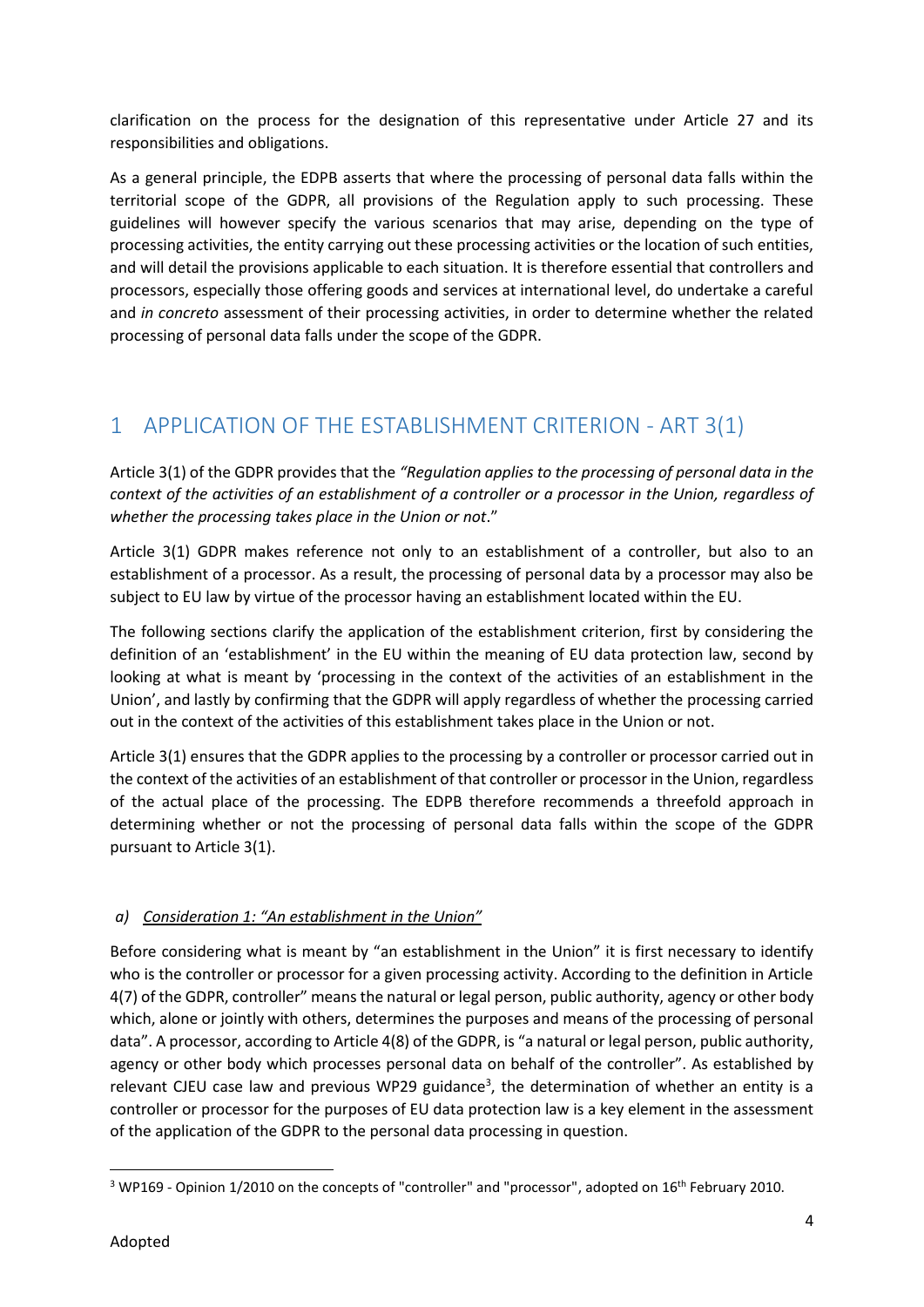clarification on the process for the designation of this representative under Article 27 and its responsibilities and obligations.

As a general principle, the EDPB asserts that where the processing of personal data falls within the territorial scope of the GDPR, all provisions of the Regulation apply to such processing. These guidelines will however specify the various scenarios that may arise, depending on the type of processing activities, the entity carrying out these processing activities or the location of such entities, and will detail the provisions applicable to each situation. It is therefore essential that controllers and processors, especially those offering goods and services at international level, do undertake a careful and *in concreto* assessment of their processing activities, in order to determine whether the related processing of personal data falls under the scope of the GDPR.

# 1 APPLICATION OF THE ESTABLISHMENT CRITERION - ART 3(1)

Article 3(1) of the GDPR provides that the *"Regulation applies to the processing of personal data in the context of the activities of an establishment of a controller or a processor in the Union, regardless of whether the processing takes place in the Union or not*."

Article 3(1) GDPR makes reference not only to an establishment of a controller, but also to an establishment of a processor. As a result, the processing of personal data by a processor may also be subject to EU law by virtue of the processor having an establishment located within the EU.

The following sections clarify the application of the establishment criterion, first by considering the definition of an 'establishment' in the EU within the meaning of EU data protection law, second by looking at what is meant by 'processing in the context of the activities of an establishment in the Union', and lastly by confirming that the GDPR will apply regardless of whether the processing carried out in the context of the activities of this establishment takes place in the Union or not.

Article 3(1) ensures that the GDPR applies to the processing by a controller or processor carried out in the context of the activities of an establishment of that controller or processor in the Union, regardless of the actual place of the processing. The EDPB therefore recommends a threefold approach in determining whether or not the processing of personal data falls within the scope of the GDPR pursuant to Article 3(1).

### a) *Consideration 1: "An establishment in the Union"*

Before considering what is meant by "an establishment in the Union" it is first necessary to identify who is the controller or processor for a given processing activity. According to the definition in Article 4(7) of the GDPR, controller" means the natural or legal person, public authority, agency or other body which, alone or jointly with others, determines the purposes and means of the processing of personal data". A processor, according to Article 4(8) of the GDPR, is "a natural or legal person, public authority, agency or other body which processes personal data on behalf of the controller". As established by relevant CJEU case law and previous WP29 guidance[3], the determination of whether an entity is a controller or processor for the purposes of EU data protection law is a key element in the assessment of the application of the GDPR to the personal data processing in question.

[3] WP169 - Opinion 1/2010 on the concepts of "controller" and "processor", adopted on 16th February 2010.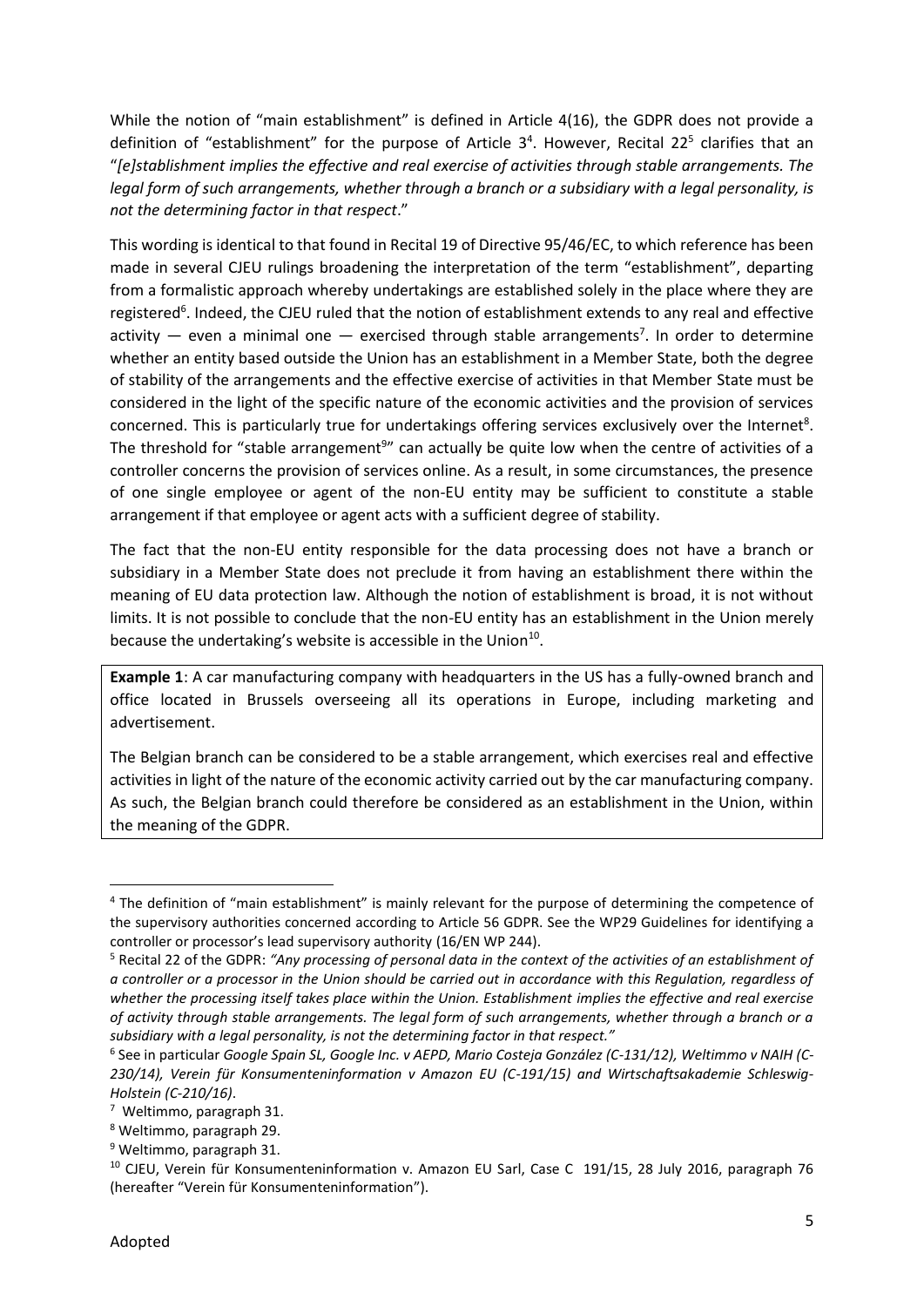While the notion of "main establishment" is defined in Article 4(16), the GDPR does not provide a definition of "establishment" for the purpose of Article 3[4]. However, Recital 22[5] clarifies that an "*[e]stablishment implies the effective and real exercise of activities through stable arrangements. The legal form of such arrangements, whether through a branch or a subsidiary with a legal personality, is not the determining factor in that respect*."

This wording is identical to that found in Recital 19 of Directive 95/46/EC, to which reference has been made in several CJEU rulings broadening the interpretation of the term "establishment", departing from a formalistic approach whereby undertakings are established solely in the place where they are registered[6]. Indeed, the CJEU ruled that the notion of establishment extends to any real and effective activity — even a minimal one — exercised through stable arrangements[7]. In order to determine whether an entity based outside the Union has an establishment in a Member State, both the degree of stability of the arrangements and the effective exercise of activities in that Member State must be considered in the light of the specific nature of the economic activities and the provision of services concerned. This is particularly true for undertakings offering services exclusively over the Internet[8]. The threshold for "stable arrangement[9]" can actually be quite low when the centre of activities of a controller concerns the provision of services online. As a result, in some circumstances, the presence of one single employee or agent of the non-EU entity may be sufficient to constitute a stable arrangement if that employee or agent acts with a sufficient degree of stability.

The fact that the non-EU entity responsible for the data processing does not have a branch or subsidiary in a Member State does not preclude it from having an establishment there within the meaning of EU data protection law. Although the notion of establishment is broad, it is not without limits. It is not possible to conclude that the non-EU entity has an establishment in the Union merely because the undertaking's website is accessible in the Union[10].

**Example 1**: A car manufacturing company with headquarters in the US has a fully-owned branch and office located in Brussels overseeing all its operations in Europe, including marketing and advertisement.

The Belgian branch can be considered to be a stable arrangement, which exercises real and effective activities in light of the nature of the economic activity carried out by the car manufacturing company. As such, the Belgian branch could therefore be considered as an establishment in the Union, within the meaning of the GDPR.

---

[4] The definition of "main establishment" is mainly relevant for the purpose of determining the competence of the supervisory authorities concerned according to Article 56 GDPR. See the WP29 Guidelines for identifying a controller or processor's lead supervisory authority (16/EN WP 244).

[5] Recital 22 of the GDPR: *"Any processing of personal data in the context of the activities of an establishment of a controller or a processor in the Union should be carried out in accordance with this Regulation, regardless of whether the processing itself takes place within the Union. Establishment implies the effective and real exercise of activity through stable arrangements. The legal form of such arrangements, whether through a branch or a subsidiary with a legal personality, is not the determining factor in that respect."*

[6] See in particular *Google Spain SL, Google Inc. v AEPD, Mario Costeja González (C-131/12), Weltimmo v NAIH (C-230/14), Verein für Konsumenteninformation v Amazon EU (C-191/15) and Wirtschaftsakademie Schleswig-Holstein (C-210/16)*.

[7] Weltimmo, paragraph 31.

[8] Weltimmo, paragraph 29.

[9] Weltimmo, paragraph 31.

[10] CJEU, Verein für Konsumenteninformation v. Amazon EU Sarl, Case C 191/15, 28 July 2016, paragraph 76 (hereafter "Verein für Konsumenteninformation").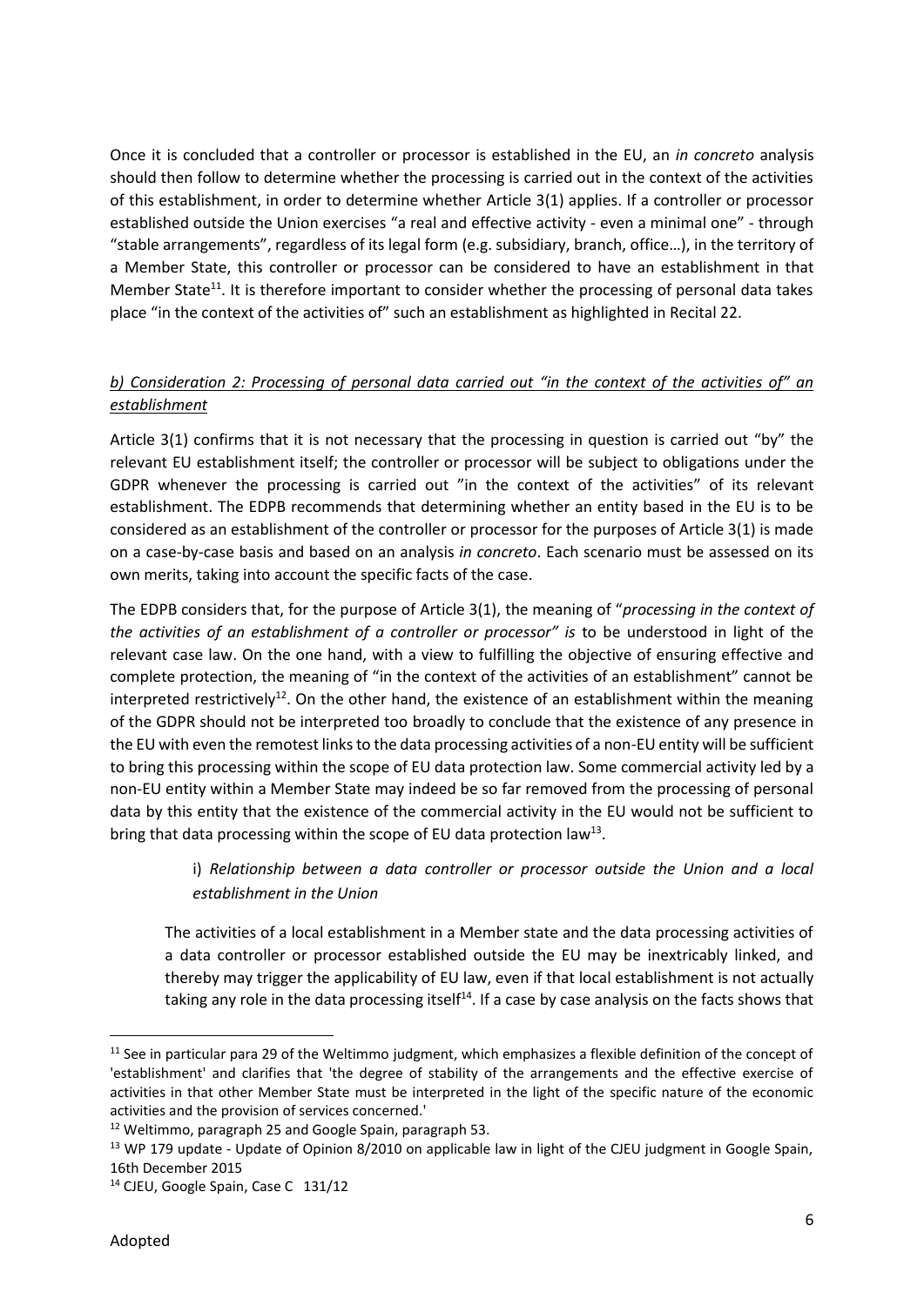Once it is concluded that a controller or processor is established in the EU, an *in concreto* analysis should then follow to determine whether the processing is carried out in the context of the activities of this establishment, in order to determine whether Article 3(1) applies. If a controller or processor established outside the Union exercises "a real and effective activity - even a minimal one" - through "stable arrangements", regardless of its legal form (e.g. subsidiary, branch, office…), in the territory of a Member State, this controller or processor can be considered to have an establishment in that Member State[11]. It is therefore important to consider whether the processing of personal data takes place "in the context of the activities of" such an establishment as highlighted in Recital 22.

### *b) Consideration 2: Processing of personal data carried out "in the context of the activities of" an establishment*

Article 3(1) confirms that it is not necessary that the processing in question is carried out "by" the relevant EU establishment itself; the controller or processor will be subject to obligations under the GDPR whenever the processing is carried out "in the context of the activities" of its relevant establishment. The EDPB recommends that determining whether an entity based in the EU is to be considered as an establishment of the controller or processor for the purposes of Article 3(1) is made on a case-by-case basis and based on an analysis *in concreto*. Each scenario must be assessed on its own merits, taking into account the specific facts of the case.

The EDPB considers that, for the purpose of Article 3(1), the meaning of "*processing in the context of the activities of an establishment of a controller or processor" is* to be understood in light of the relevant case law. On the one hand, with a view to fulfilling the objective of ensuring effective and complete protection, the meaning of "in the context of the activities of an establishment" cannot be interpreted restrictively[12]. On the other hand, the existence of an establishment within the meaning of the GDPR should not be interpreted too broadly to conclude that the existence of any presence in the EU with even the remotest links to the data processing activities of a non-EU entity will be sufficient to bring this processing within the scope of EU data protection law. Some commercial activity led by a non-EU entity within a Member State may indeed be so far removed from the processing of personal data by this entity that the existence of the commercial activity in the EU would not be sufficient to bring that data processing within the scope of EU data protection law[13].

#### i) *Relationship between a data controller or processor outside the Union and a local establishment in the Union*

The activities of a local establishment in a Member state and the data processing activities of a data controller or processor established outside the EU may be inextricably linked, and thereby may trigger the applicability of EU law, even if that local establishment is not actually taking any role in the data processing itself[14]. If a case by case analysis on the facts shows that

---

[11] See in particular para 29 of the Weltimmo judgment, which emphasizes a flexible definition of the concept of 'establishment' and clarifies that 'the degree of stability of the arrangements and the effective exercise of activities in that other Member State must be interpreted in the light of the specific nature of the economic activities and the provision of services concerned.'

[12] Weltimmo, paragraph 25 and Google Spain, paragraph 53.

[13] WP 179 update - Update of Opinion 8/2010 on applicable law in light of the CJEU judgment in Google Spain, 16th December 2015

[14] CJEU, Google Spain, Case C 131/12

Adopted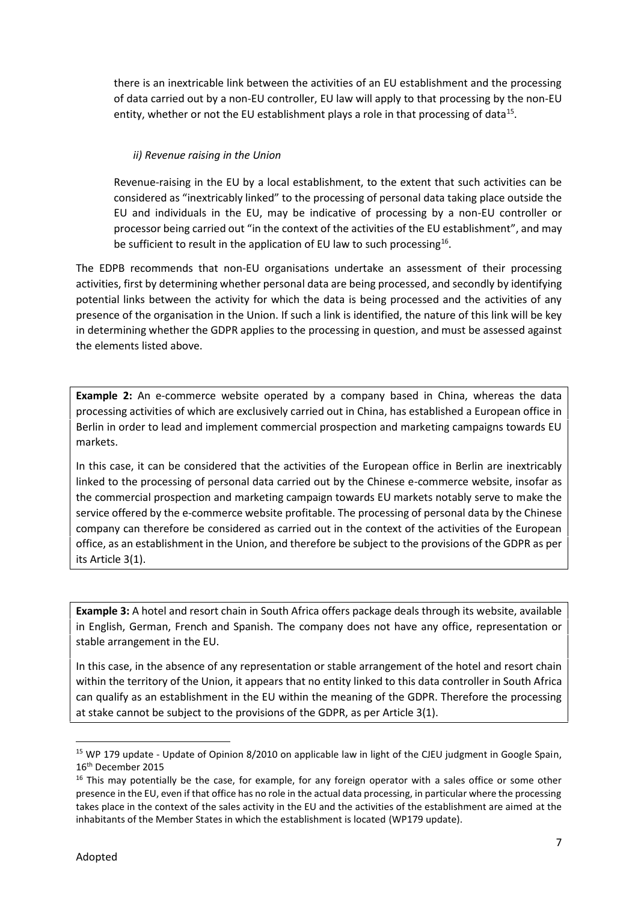there is an inextricable link between the activities of an EU establishment and the processing of data carried out by a non-EU controller, EU law will apply to that processing by the non-EU entity, whether or not the EU establishment plays a role in that processing of data[15].

*ii) Revenue raising in the Union*

Revenue-raising in the EU by a local establishment, to the extent that such activities can be considered as "inextricably linked" to the processing of personal data taking place outside the EU and individuals in the EU, may be indicative of processing by a non-EU controller or processor being carried out "in the context of the activities of the EU establishment", and may be sufficient to result in the application of EU law to such processing[16].

The EDPB recommends that non-EU organisations undertake an assessment of their processing activities, first by determining whether personal data are being processed, and secondly by identifying potential links between the activity for which the data is being processed and the activities of any presence of the organisation in the Union. If such a link is identified, the nature of this link will be key in determining whether the GDPR applies to the processing in question, and must be assessed against the elements listed above.

**Example 2:** An e-commerce website operated by a company based in China, whereas the data processing activities of which are exclusively carried out in China, has established a European office in Berlin in order to lead and implement commercial prospection and marketing campaigns towards EU markets.

In this case, it can be considered that the activities of the European office in Berlin are inextricably linked to the processing of personal data carried out by the Chinese e-commerce website, insofar as the commercial prospection and marketing campaign towards EU markets notably serve to make the service offered by the e-commerce website profitable. The processing of personal data by the Chinese company can therefore be considered as carried out in the context of the activities of the European office, as an establishment in the Union, and therefore be subject to the provisions of the GDPR as per its Article 3(1).

**Example 3:** A hotel and resort chain in South Africa offers package deals through its website, available in English, German, French and Spanish. The company does not have any office, representation or stable arrangement in the EU.

In this case, in the absence of any representation or stable arrangement of the hotel and resort chain within the territory of the Union, it appears that no entity linked to this data controller in South Africa can qualify as an establishment in the EU within the meaning of the GDPR. Therefore the processing at stake cannot be subject to the provisions of the GDPR, as per Article 3(1).

---

[15] WP 179 update - Update of Opinion 8/2010 on applicable law in light of the CJEU judgment in Google Spain, 16th December 2015

[16] This may potentially be the case, for example, for any foreign operator with a sales office or some other presence in the EU, even if that office has no role in the actual data processing, in particular where the processing takes place in the context of the sales activity in the EU and the activities of the establishment are aimed at the inhabitants of the Member States in which the establishment is located (WP179 update).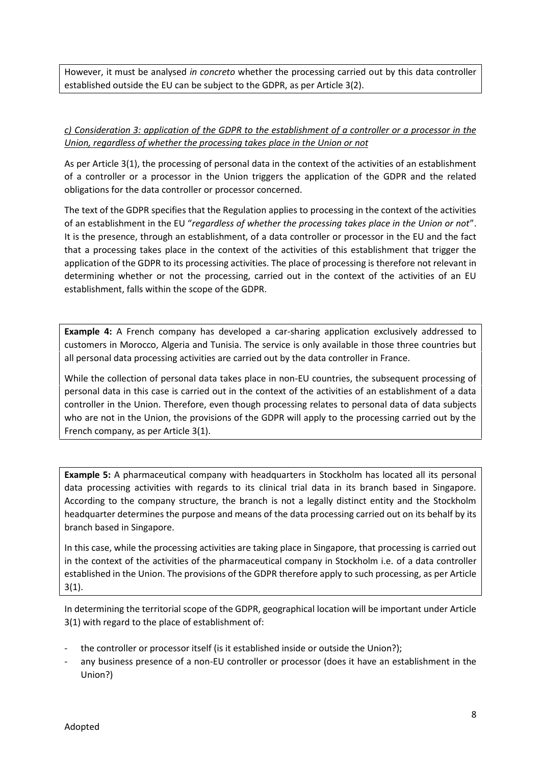However, it must be analysed *in concreto* whether the processing carried out by this data controller established outside the EU can be subject to the GDPR, as per Article 3(2).

*c) Consideration 3: application of the GDPR to the establishment of a controller or a processor in the Union, regardless of whether the processing takes place in the Union or not*

As per Article 3(1), the processing of personal data in the context of the activities of an establishment of a controller or a processor in the Union triggers the application of the GDPR and the related obligations for the data controller or processor concerned.

The text of the GDPR specifies that the Regulation applies to processing in the context of the activities of an establishment in the EU "*regardless of whether the processing takes place in the Union or not*". It is the presence, through an establishment, of a data controller or processor in the EU and the fact that a processing takes place in the context of the activities of this establishment that trigger the application of the GDPR to its processing activities. The place of processing is therefore not relevant in determining whether or not the processing, carried out in the context of the activities of an EU establishment, falls within the scope of the GDPR.

**Example 4:** A French company has developed a car-sharing application exclusively addressed to customers in Morocco, Algeria and Tunisia. The service is only available in those three countries but all personal data processing activities are carried out by the data controller in France.

While the collection of personal data takes place in non-EU countries, the subsequent processing of personal data in this case is carried out in the context of the activities of an establishment of a data controller in the Union. Therefore, even though processing relates to personal data of data subjects who are not in the Union, the provisions of the GDPR will apply to the processing carried out by the French company, as per Article 3(1).

**Example 5:** A pharmaceutical company with headquarters in Stockholm has located all its personal data processing activities with regards to its clinical trial data in its branch based in Singapore. According to the company structure, the branch is not a legally distinct entity and the Stockholm headquarter determines the purpose and means of the data processing carried out on its behalf by its branch based in Singapore.

In this case, while the processing activities are taking place in Singapore, that processing is carried out in the context of the activities of the pharmaceutical company in Stockholm i.e. of a data controller established in the Union. The provisions of the GDPR therefore apply to such processing, as per Article 3(1).

In determining the territorial scope of the GDPR, geographical location will be important under Article 3(1) with regard to the place of establishment of:

- the controller or processor itself (is it established inside or outside the Union?);
- any business presence of a non-EU controller or processor (does it have an establishment in the Union?)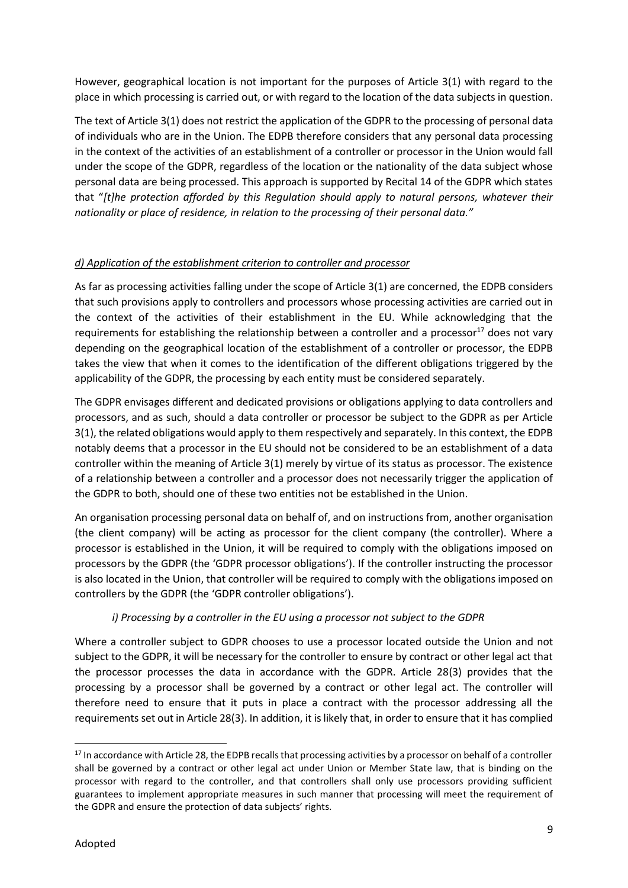However, geographical location is not important for the purposes of Article 3(1) with regard to the place in which processing is carried out, or with regard to the location of the data subjects in question.

The text of Article 3(1) does not restrict the application of the GDPR to the processing of personal data of individuals who are in the Union. The EDPB therefore considers that any personal data processing in the context of the activities of an establishment of a controller or processor in the Union would fall under the scope of the GDPR, regardless of the location or the nationality of the data subject whose personal data are being processed. This approach is supported by Recital 14 of the GDPR which states that "*[t]he protection afforded by this Regulation should apply to natural persons, whatever their nationality or place of residence, in relation to the processing of their personal data.*"

#### *d) Application of the establishment criterion to controller and processor*

As far as processing activities falling under the scope of Article 3(1) are concerned, the EDPB considers that such provisions apply to controllers and processors whose processing activities are carried out in the context of the activities of their establishment in the EU. While acknowledging that the requirements for establishing the relationship between a controller and a processor[17] does not vary depending on the geographical location of the establishment of a controller or processor, the EDPB takes the view that when it comes to the identification of the different obligations triggered by the applicability of the GDPR, the processing by each entity must be considered separately.

The GDPR envisages different and dedicated provisions or obligations applying to data controllers and processors, and as such, should a data controller or processor be subject to the GDPR as per Article 3(1), the related obligations would apply to them respectively and separately. In this context, the EDPB notably deems that a processor in the EU should not be considered to be an establishment of a data controller within the meaning of Article 3(1) merely by virtue of its status as processor. The existence of a relationship between a controller and a processor does not necessarily trigger the application of the GDPR to both, should one of these two entities not be established in the Union.

An organisation processing personal data on behalf of, and on instructions from, another organisation (the client company) will be acting as processor for the client company (the controller). Where a processor is established in the Union, it will be required to comply with the obligations imposed on processors by the GDPR (the 'GDPR processor obligations'). If the controller instructing the processor is also located in the Union, that controller will be required to comply with the obligations imposed on controllers by the GDPR (the 'GDPR controller obligations').

##### *i) Processing by a controller in the EU using a processor not subject to the GDPR*

Where a controller subject to GDPR chooses to use a processor located outside the Union and not subject to the GDPR, it will be necessary for the controller to ensure by contract or other legal act that the processor processes the data in accordance with the GDPR. Article 28(3) provides that the processing by a processor shall be governed by a contract or other legal act. The controller will therefore need to ensure that it puts in place a contract with the processor addressing all the requirements set out in Article 28(3). In addition, it is likely that, in order to ensure that it has complied

---

[17] In accordance with Article 28, the EDPB recalls that processing activities by a processor on behalf of a controller shall be governed by a contract or other legal act under Union or Member State law, that is binding on the processor with regard to the controller, and that controllers shall only use processors providing sufficient guarantees to implement appropriate measures in such manner that processing will meet the requirement of the GDPR and ensure the protection of data subjects' rights.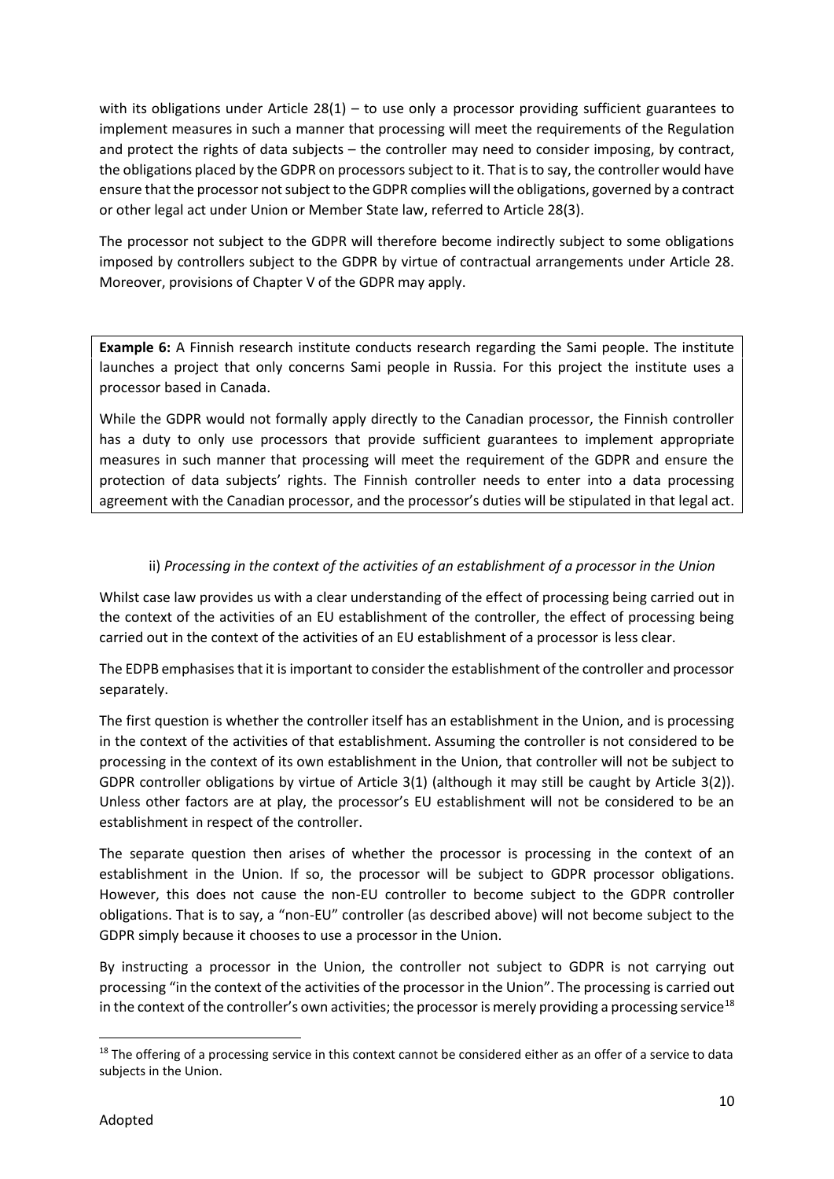with its obligations under Article 28(1) – to use only a processor providing sufficient guarantees to implement measures in such a manner that processing will meet the requirements of the Regulation and protect the rights of data subjects – the controller may need to consider imposing, by contract, the obligations placed by the GDPR on processors subject to it. That is to say, the controller would have ensure that the processor not subject to the GDPR complies will the obligations, governed by a contract or other legal act under Union or Member State law, referred to Article 28(3).

The processor not subject to the GDPR will therefore become indirectly subject to some obligations imposed by controllers subject to the GDPR by virtue of contractual arrangements under Article 28. Moreover, provisions of Chapter V of the GDPR may apply.

**Example 6:** A Finnish research institute conducts research regarding the Sami people. The institute launches a project that only concerns Sami people in Russia. For this project the institute uses a processor based in Canada.

While the GDPR would not formally apply directly to the Canadian processor, the Finnish controller has a duty to only use processors that provide sufficient guarantees to implement appropriate measures in such manner that processing will meet the requirement of the GDPR and ensure the protection of data subjects' rights. The Finnish controller needs to enter into a data processing agreement with the Canadian processor, and the processor's duties will be stipulated in that legal act.

ii) *Processing in the context of the activities of an establishment of a processor in the Union*

Whilst case law provides us with a clear understanding of the effect of processing being carried out in the context of the activities of an EU establishment of the controller, the effect of processing being carried out in the context of the activities of an EU establishment of a processor is less clear.

The EDPB emphasises that it is important to consider the establishment of the controller and processor separately.

The first question is whether the controller itself has an establishment in the Union, and is processing in the context of the activities of that establishment. Assuming the controller is not considered to be processing in the context of its own establishment in the Union, that controller will not be subject to GDPR controller obligations by virtue of Article 3(1) (although it may still be caught by Article 3(2)). Unless other factors are at play, the processor's EU establishment will not be considered to be an establishment in respect of the controller.

The separate question then arises of whether the processor is processing in the context of an establishment in the Union. If so, the processor will be subject to GDPR processor obligations. However, this does not cause the non-EU controller to become subject to the GDPR controller obligations. That is to say, a "non-EU" controller (as described above) will not become subject to the GDPR simply because it chooses to use a processor in the Union.

By instructing a processor in the Union, the controller not subject to GDPR is not carrying out processing "in the context of the activities of the processor in the Union". The processing is carried out in the context of the controller's own activities; the processor is merely providing a processing service[18]

[18] The offering of a processing service in this context cannot be considered either as an offer of a service to data subjects in the Union.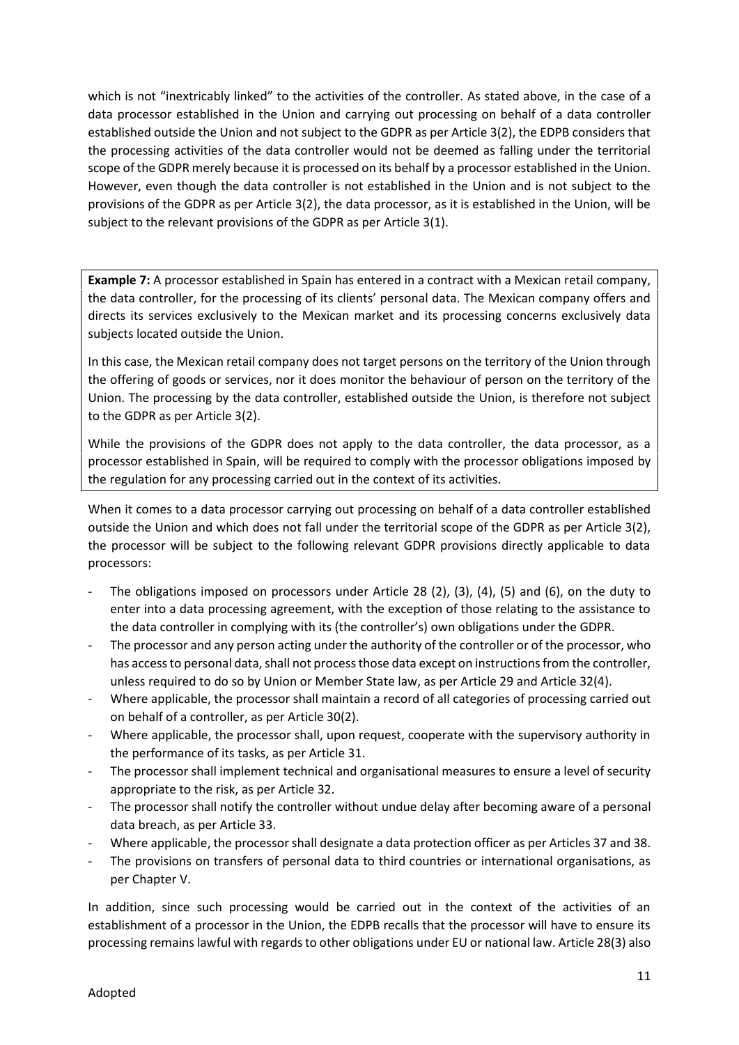which is not "inextricably linked" to the activities of the controller. As stated above, in the case of a data processor established in the Union and carrying out processing on behalf of a data controller established outside the Union and not subject to the GDPR as per Article 3(2), the EDPB considers that the processing activities of the data controller would not be deemed as falling under the territorial scope of the GDPR merely because it is processed on its behalf by a processor established in the Union. However, even though the data controller is not established in the Union and is not subject to the provisions of the GDPR as per Article 3(2), the data processor, as it is established in the Union, will be subject to the relevant provisions of the GDPR as per Article 3(1).

> **Example 7:** A processor established in Spain has entered in a contract with a Mexican retail company, the data controller, for the processing of its clients' personal data. The Mexican company offers and directs its services exclusively to the Mexican market and its processing concerns exclusively data subjects located outside the Union.
>
> In this case, the Mexican retail company does not target persons on the territory of the Union through the offering of goods or services, nor it does monitor the behaviour of person on the territory of the Union. The processing by the data controller, established outside the Union, is therefore not subject to the GDPR as per Article 3(2).
>
> While the provisions of the GDPR does not apply to the data controller, the data processor, as a processor established in Spain, will be required to comply with the processor obligations imposed by the regulation for any processing carried out in the context of its activities.

When it comes to a data processor carrying out processing on behalf of a data controller established outside the Union and which does not fall under the territorial scope of the GDPR as per Article 3(2), the processor will be subject to the following relevant GDPR provisions directly applicable to data processors:

- The obligations imposed on processors under Article 28 (2), (3), (4), (5) and (6), on the duty to enter into a data processing agreement, with the exception of those relating to the assistance to the data controller in complying with its (the controller's) own obligations under the GDPR.
- The processor and any person acting under the authority of the controller or of the processor, who has access to personal data, shall not process those data except on instructions from the controller, unless required to do so by Union or Member State law, as per Article 29 and Article 32(4).
- Where applicable, the processor shall maintain a record of all categories of processing carried out on behalf of a controller, as per Article 30(2).
- Where applicable, the processor shall, upon request, cooperate with the supervisory authority in the performance of its tasks, as per Article 31.
- The processor shall implement technical and organisational measures to ensure a level of security appropriate to the risk, as per Article 32.
- The processor shall notify the controller without undue delay after becoming aware of a personal data breach, as per Article 33.
- Where applicable, the processor shall designate a data protection officer as per Articles 37 and 38.
- The provisions on transfers of personal data to third countries or international organisations, as per Chapter V.

In addition, since such processing would be carried out in the context of the activities of an establishment of a processor in the Union, the EDPB recalls that the processor will have to ensure its processing remains lawful with regards to other obligations under EU or national law. Article 28(3) also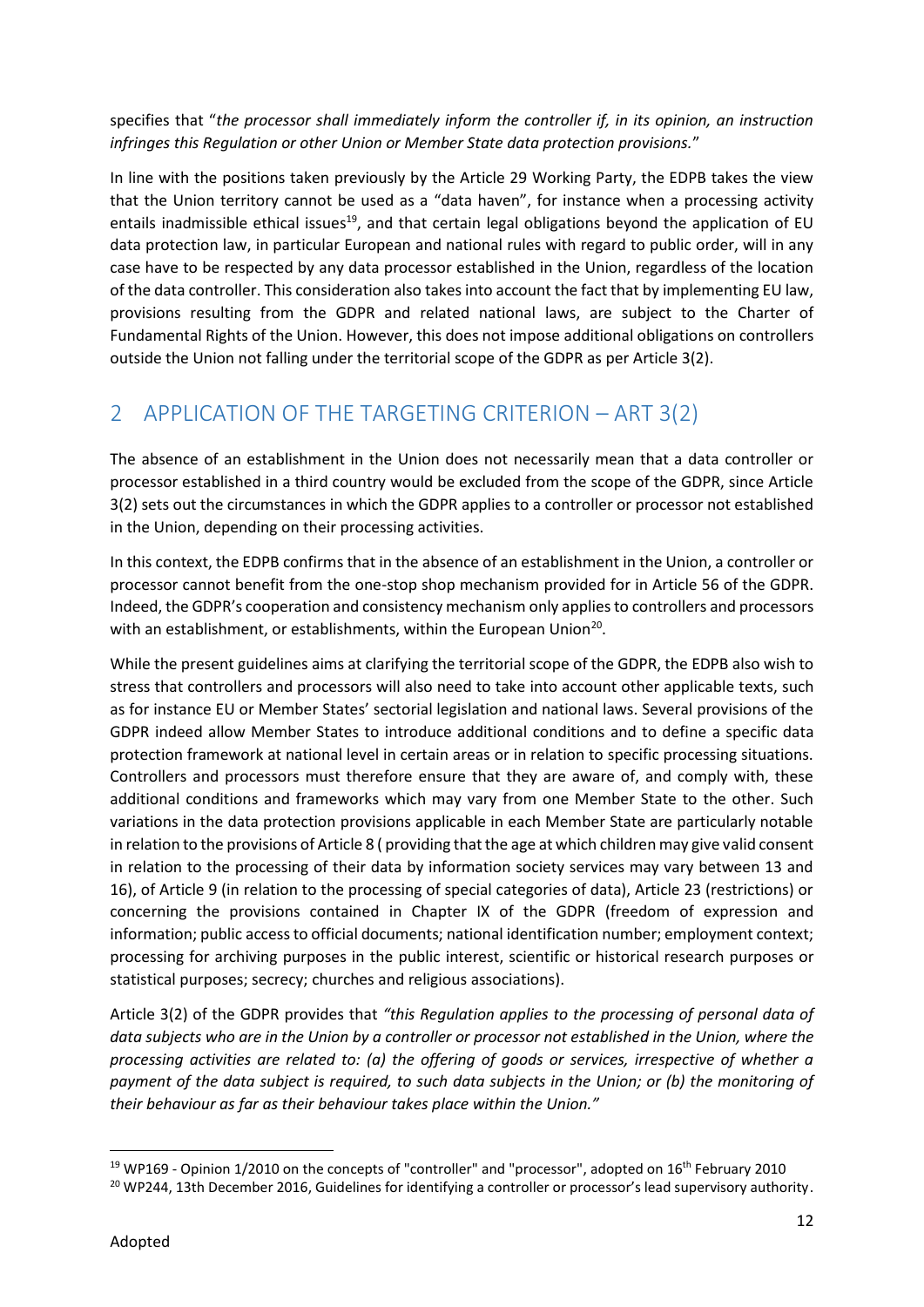specifies that "*the processor shall immediately inform the controller if, in its opinion, an instruction infringes this Regulation or other Union or Member State data protection provisions.*"

In line with the positions taken previously by the Article 29 Working Party, the EDPB takes the view that the Union territory cannot be used as a "data haven", for instance when a processing activity entails inadmissible ethical issues[19], and that certain legal obligations beyond the application of EU data protection law, in particular European and national rules with regard to public order, will in any case have to be respected by any data processor established in the Union, regardless of the location of the data controller. This consideration also takes into account the fact that by implementing EU law, provisions resulting from the GDPR and related national laws, are subject to the Charter of Fundamental Rights of the Union. However, this does not impose additional obligations on controllers outside the Union not falling under the territorial scope of the GDPR as per Article 3(2).

## 2 APPLICATION OF THE TARGETING CRITERION – ART 3(2)

The absence of an establishment in the Union does not necessarily mean that a data controller or processor established in a third country would be excluded from the scope of the GDPR, since Article 3(2) sets out the circumstances in which the GDPR applies to a controller or processor not established in the Union, depending on their processing activities.

In this context, the EDPB confirms that in the absence of an establishment in the Union, a controller or processor cannot benefit from the one-stop shop mechanism provided for in Article 56 of the GDPR. Indeed, the GDPR's cooperation and consistency mechanism only applies to controllers and processors with an establishment, or establishments, within the European Union[20].

While the present guidelines aims at clarifying the territorial scope of the GDPR, the EDPB also wish to stress that controllers and processors will also need to take into account other applicable texts, such as for instance EU or Member States' sectorial legislation and national laws. Several provisions of the GDPR indeed allow Member States to introduce additional conditions and to define a specific data protection framework at national level in certain areas or in relation to specific processing situations. Controllers and processors must therefore ensure that they are aware of, and comply with, these additional conditions and frameworks which may vary from one Member State to the other. Such variations in the data protection provisions applicable in each Member State are particularly notable in relation to the provisions of Article 8 ( providing that the age at which children may give valid consent in relation to the processing of their data by information society services may vary between 13 and 16), of Article 9 (in relation to the processing of special categories of data), Article 23 (restrictions) or concerning the provisions contained in Chapter IX of the GDPR (freedom of expression and information; public access to official documents; national identification number; employment context; processing for archiving purposes in the public interest, scientific or historical research purposes or statistical purposes; secrecy; churches and religious associations).

Article 3(2) of the GDPR provides that *"this Regulation applies to the processing of personal data of data subjects who are in the Union by a controller or processor not established in the Union, where the processing activities are related to: (a) the offering of goods or services, irrespective of whether a payment of the data subject is required, to such data subjects in the Union; or (b) the monitoring of their behaviour as far as their behaviour takes place within the Union."*

---

[19] WP169 - Opinion 1/2010 on the concepts of "controller" and "processor", adopted on 16th February 2010

[20] WP244, 13th December 2016, Guidelines for identifying a controller or processor's lead supervisory authority.

Adopted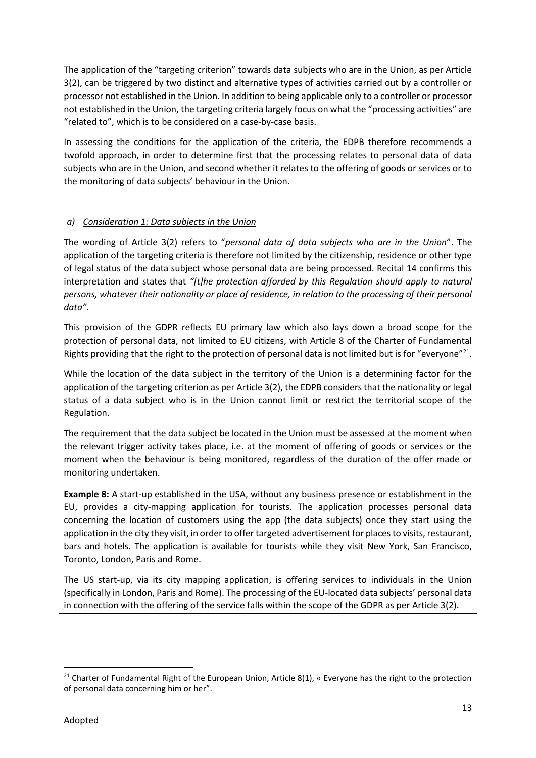The application of the "targeting criterion" towards data subjects who are in the Union, as per Article 3(2), can be triggered by two distinct and alternative types of activities carried out by a controller or processor not established in the Union. In addition to being applicable only to a controller or processor not established in the Union, the targeting criteria largely focus on what the "processing activities" are "related to", which is to be considered on a case-by-case basis.

In assessing the conditions for the application of the criteria, the EDPB therefore recommends a twofold approach, in order to determine first that the processing relates to personal data of data subjects who are in the Union, and second whether it relates to the offering of goods or services or to the monitoring of data subjects' behaviour in the Union.

*a) <u>Consideration 1: Data subjects in the Union</u>*

The wording of Article 3(2) refers to "*personal data of data subjects who are in the Union*". The application of the targeting criteria is therefore not limited by the citizenship, residence or other type of legal status of the data subject whose personal data are being processed. Recital 14 confirms this interpretation and states that *"[t]he protection afforded by this Regulation should apply to natural persons, whatever their nationality or place of residence, in relation to the processing of their personal data"*.

This provision of the GDPR reflects EU primary law which also lays down a broad scope for the protection of personal data, not limited to EU citizens, with Article 8 of the Charter of Fundamental Rights providing that the right to the protection of personal data is not limited but is for "everyone"[21].

While the location of the data subject in the territory of the Union is a determining factor for the application of the targeting criterion as per Article 3(2), the EDPB considers that the nationality or legal status of a data subject who is in the Union cannot limit or restrict the territorial scope of the Regulation.

The requirement that the data subject be located in the Union must be assessed at the moment when the relevant trigger activity takes place, i.e. at the moment of offering of goods or services or the moment when the behaviour is being monitored, regardless of the duration of the offer made or monitoring undertaken.

> **Example 8:** A start-up established in the USA, without any business presence or establishment in the EU, provides a city-mapping application for tourists. The application processes personal data concerning the location of customers using the app (the data subjects) once they start using the application in the city they visit, in order to offer targeted advertisement for places to visits, restaurant, bars and hotels. The application is available for tourists while they visit New York, San Francisco, Toronto, London, Paris and Rome.
>
> The US start-up, via its city mapping application, is offering services to individuals in the Union (specifically in London, Paris and Rome). The processing of the EU-located data subjects' personal data in connection with the offering of the service falls within the scope of the GDPR as per Article 3(2).

[21] Charter of Fundamental Right of the European Union, Article 8(1), « Everyone has the right to the protection of personal data concerning him or her".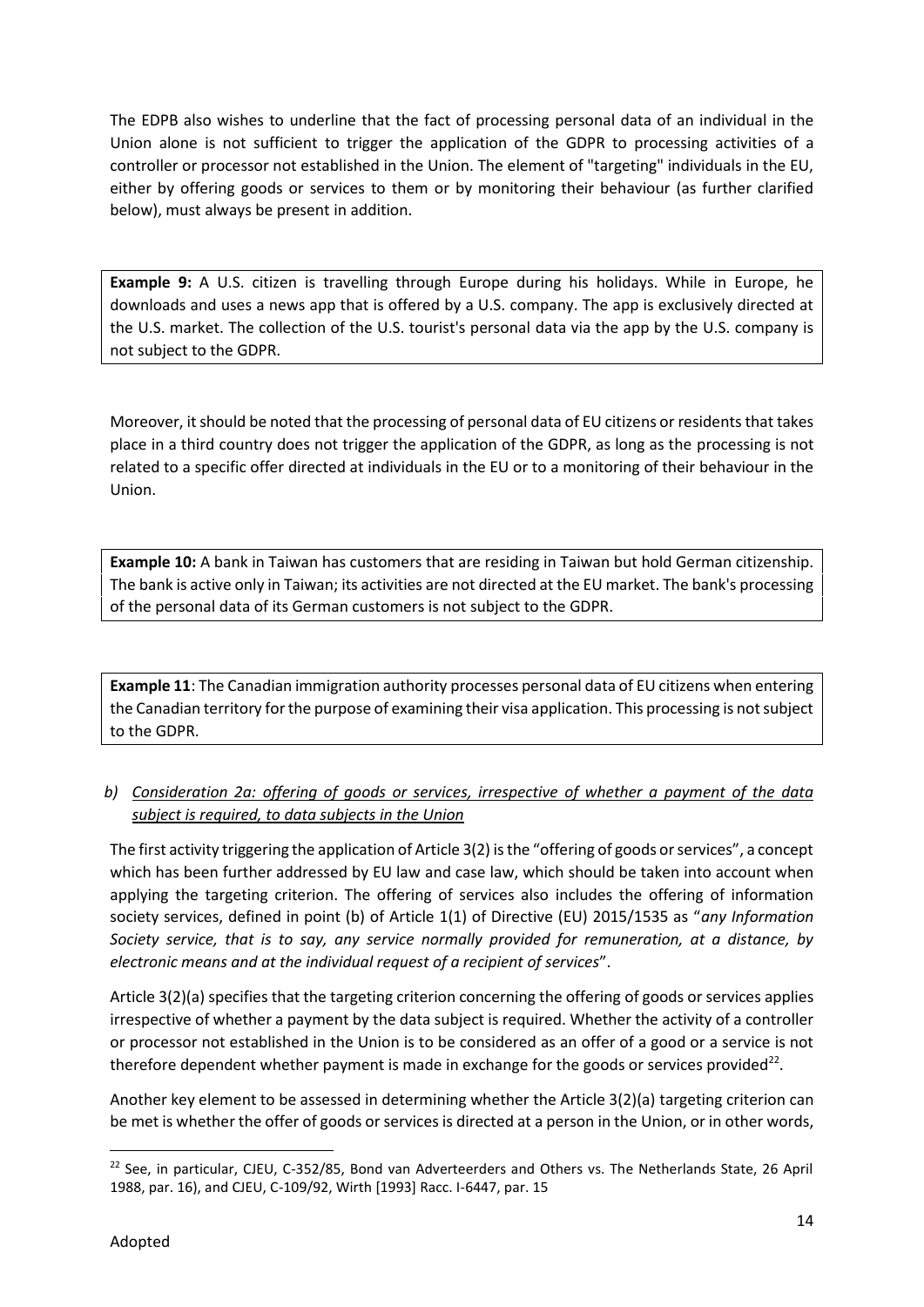The EDPB also wishes to underline that the fact of processing personal data of an individual in the Union alone is not sufficient to trigger the application of the GDPR to processing activities of a controller or processor not established in the Union. The element of "targeting" individuals in the EU, either by offering goods or services to them or by monitoring their behaviour (as further clarified below), must always be present in addition.

> **Example 9:** A U.S. citizen is travelling through Europe during his holidays. While in Europe, he downloads and uses a news app that is offered by a U.S. company. The app is exclusively directed at the U.S. market. The collection of the U.S. tourist's personal data via the app by the U.S. company is not subject to the GDPR.

Moreover, it should be noted that the processing of personal data of EU citizens or residents that takes place in a third country does not trigger the application of the GDPR, as long as the processing is not related to a specific offer directed at individuals in the EU or to a monitoring of their behaviour in the Union.

> **Example 10:** A bank in Taiwan has customers that are residing in Taiwan but hold German citizenship. The bank is active only in Taiwan; its activities are not directed at the EU market. The bank's processing of the personal data of its German customers is not subject to the GDPR.

> **Example 11**: The Canadian immigration authority processes personal data of EU citizens when entering the Canadian territory for the purpose of examining their visa application. This processing is not subject to the GDPR.

### b) *Consideration 2a: offering of goods or services, irrespective of whether a payment of the data subject is required, to data subjects in the Union*

The first activity triggering the application of Article 3(2) is the "offering of goods or services", a concept which has been further addressed by EU law and case law, which should be taken into account when applying the targeting criterion. The offering of services also includes the offering of information society services, defined in point (b) of Article 1(1) of Directive (EU) 2015/1535 as "*any Information Society service, that is to say, any service normally provided for remuneration, at a distance, by electronic means and at the individual request of a recipient of services*".

Article 3(2)(a) specifies that the targeting criterion concerning the offering of goods or services applies irrespective of whether a payment by the data subject is required. Whether the activity of a controller or processor not established in the Union is to be considered as an offer of a good or a service is not therefore dependent whether payment is made in exchange for the goods or services provided[22].

Another key element to be assessed in determining whether the Article 3(2)(a) targeting criterion can be met is whether the offer of goods or services is directed at a person in the Union, or in other words,

---

[22] See, in particular, CJEU, C-352/85, Bond van Adverteerders and Others vs. The Netherlands State, 26 April 1988, par. 16), and CJEU, C-109/92, Wirth [1993] Racc. I-6447, par. 15

Adopted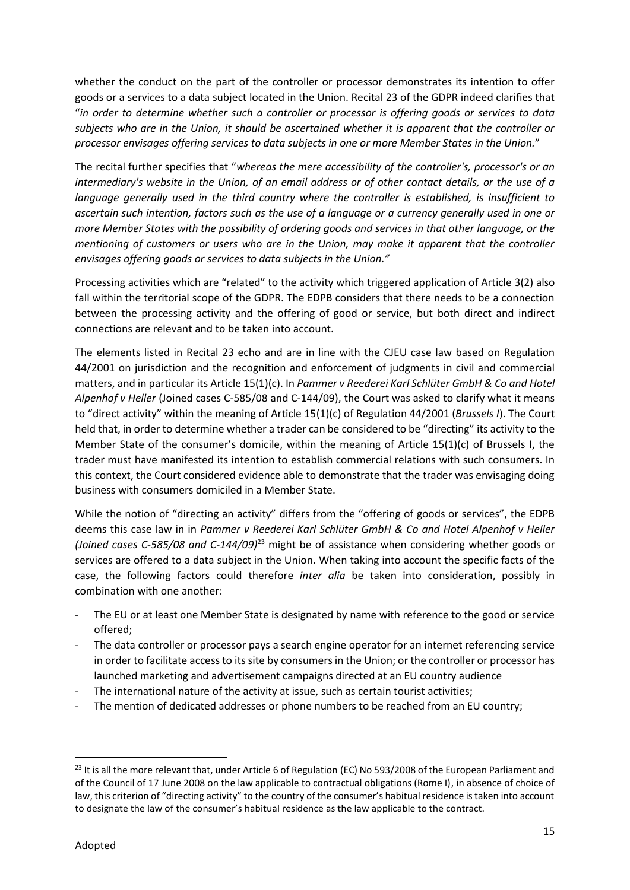whether the conduct on the part of the controller or processor demonstrates its intention to offer goods or a services to a data subject located in the Union. Recital 23 of the GDPR indeed clarifies that "*in order to determine whether such a controller or processor is offering goods or services to data subjects who are in the Union, it should be ascertained whether it is apparent that the controller or processor envisages offering services to data subjects in one or more Member States in the Union.*"

The recital further specifies that "*whereas the mere accessibility of the controller's, processor's or an intermediary's website in the Union, of an email address or of other contact details, or the use of a language generally used in the third country where the controller is established, is insufficient to ascertain such intention, factors such as the use of a language or a currency generally used in one or more Member States with the possibility of ordering goods and services in that other language, or the mentioning of customers or users who are in the Union, may make it apparent that the controller envisages offering goods or services to data subjects in the Union.*"

Processing activities which are "related" to the activity which triggered application of Article 3(2) also fall within the territorial scope of the GDPR. The EDPB considers that there needs to be a connection between the processing activity and the offering of good or service, but both direct and indirect connections are relevant and to be taken into account.

The elements listed in Recital 23 echo and are in line with the CJEU case law based on Regulation 44/2001 on jurisdiction and the recognition and enforcement of judgments in civil and commercial matters, and in particular its Article 15(1)(c). In *Pammer v Reederei Karl Schlüter GmbH & Co and Hotel Alpenhof v Heller* (Joined cases C-585/08 and C-144/09), the Court was asked to clarify what it means to "direct activity" within the meaning of Article 15(1)(c) of Regulation 44/2001 (*Brussels I*). The Court held that, in order to determine whether a trader can be considered to be "directing" its activity to the Member State of the consumer's domicile, within the meaning of Article 15(1)(c) of Brussels I, the trader must have manifested its intention to establish commercial relations with such consumers. In this context, the Court considered evidence able to demonstrate that the trader was envisaging doing business with consumers domiciled in a Member State.

While the notion of "directing an activity" differs from the "offering of goods or services", the EDPB deems this case law in in *Pammer v Reederei Karl Schlüter GmbH & Co and Hotel Alpenhof v Heller (Joined cases C-585/08 and C-144/09)*[23] might be of assistance when considering whether goods or services are offered to a data subject in the Union. When taking into account the specific facts of the case, the following factors could therefore *inter alia* be taken into consideration, possibly in combination with one another:

- The EU or at least one Member State is designated by name with reference to the good or service offered;
- The data controller or processor pays a search engine operator for an internet referencing service in order to facilitate access to its site by consumers in the Union; or the controller or processor has launched marketing and advertisement campaigns directed at an EU country audience
- The international nature of the activity at issue, such as certain tourist activities;
- The mention of dedicated addresses or phone numbers to be reached from an EU country;

[23] It is all the more relevant that, under Article 6 of Regulation (EC) No 593/2008 of the European Parliament and of the Council of 17 June 2008 on the law applicable to contractual obligations (Rome I), in absence of choice of law, this criterion of "directing activity" to the country of the consumer's habitual residence is taken into account to designate the law of the consumer's habitual residence as the law applicable to the contract.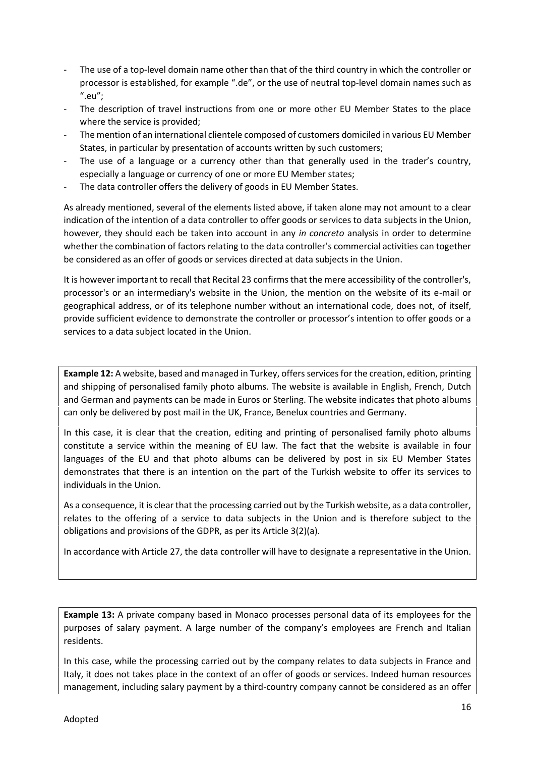- The use of a top-level domain name other than that of the third country in which the controller or processor is established, for example ".de", or the use of neutral top-level domain names such as ".eu";
- The description of travel instructions from one or more other EU Member States to the place where the service is provided;
- The mention of an international clientele composed of customers domiciled in various EU Member States, in particular by presentation of accounts written by such customers;
- The use of a language or a currency other than that generally used in the trader's country, especially a language or currency of one or more EU Member states;
- The data controller offers the delivery of goods in EU Member States.

As already mentioned, several of the elements listed above, if taken alone may not amount to a clear indication of the intention of a data controller to offer goods or services to data subjects in the Union, however, they should each be taken into account in any *in concreto* analysis in order to determine whether the combination of factors relating to the data controller's commercial activities can together be considered as an offer of goods or services directed at data subjects in the Union.

It is however important to recall that Recital 23 confirms that the mere accessibility of the controller's, processor's or an intermediary's website in the Union, the mention on the website of its e-mail or geographical address, or of its telephone number without an international code, does not, of itself, provide sufficient evidence to demonstrate the controller or processor's intention to offer goods or a services to a data subject located in the Union.

**Example 12:** A website, based and managed in Turkey, offers services for the creation, edition, printing and shipping of personalised family photo albums. The website is available in English, French, Dutch and German and payments can be made in Euros or Sterling. The website indicates that photo albums can only be delivered by post mail in the UK, France, Benelux countries and Germany.

In this case, it is clear that the creation, editing and printing of personalised family photo albums constitute a service within the meaning of EU law. The fact that the website is available in four languages of the EU and that photo albums can be delivered by post in six EU Member States demonstrates that there is an intention on the part of the Turkish website to offer its services to individuals in the Union.

As a consequence, it is clear that the processing carried out by the Turkish website, as a data controller, relates to the offering of a service to data subjects in the Union and is therefore subject to the obligations and provisions of the GDPR, as per its Article 3(2)(a).

In accordance with Article 27, the data controller will have to designate a representative in the Union.

**Example 13:** A private company based in Monaco processes personal data of its employees for the purposes of salary payment. A large number of the company's employees are French and Italian residents.

In this case, while the processing carried out by the company relates to data subjects in France and Italy, it does not takes place in the context of an offer of goods or services. Indeed human resources management, including salary payment by a third-country company cannot be considered as an offer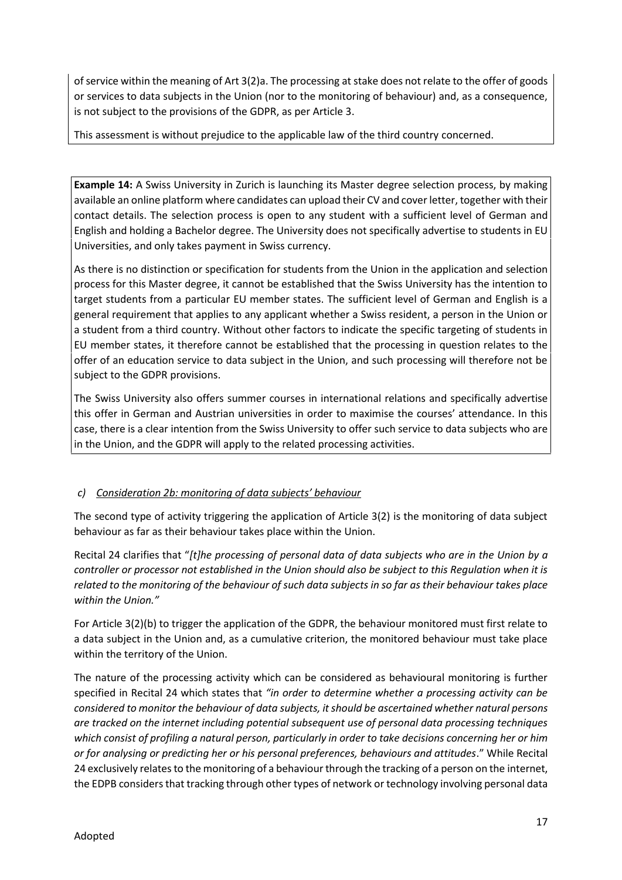of service within the meaning of Art 3(2)a. The processing at stake does not relate to the offer of goods or services to data subjects in the Union (nor to the monitoring of behaviour) and, as a consequence, is not subject to the provisions of the GDPR, as per Article 3.

This assessment is without prejudice to the applicable law of the third country concerned.

**Example 14:** A Swiss University in Zurich is launching its Master degree selection process, by making available an online platform where candidates can upload their CV and cover letter, together with their contact details. The selection process is open to any student with a sufficient level of German and English and holding a Bachelor degree. The University does not specifically advertise to students in EU Universities, and only takes payment in Swiss currency.

As there is no distinction or specification for students from the Union in the application and selection process for this Master degree, it cannot be established that the Swiss University has the intention to target students from a particular EU member states. The sufficient level of German and English is a general requirement that applies to any applicant whether a Swiss resident, a person in the Union or a student from a third country. Without other factors to indicate the specific targeting of students in EU member states, it therefore cannot be established that the processing in question relates to the offer of an education service to data subject in the Union, and such processing will therefore not be subject to the GDPR provisions.

The Swiss University also offers summer courses in international relations and specifically advertise this offer in German and Austrian universities in order to maximise the courses' attendance. In this case, there is a clear intention from the Swiss University to offer such service to data subjects who are in the Union, and the GDPR will apply to the related processing activities.

### c) *Consideration 2b: monitoring of data subjects' behaviour*

The second type of activity triggering the application of Article 3(2) is the monitoring of data subject behaviour as far as their behaviour takes place within the Union.

Recital 24 clarifies that "*[t]he processing of personal data of data subjects who are in the Union by a controller or processor not established in the Union should also be subject to this Regulation when it is related to the monitoring of the behaviour of such data subjects in so far as their behaviour takes place within the Union.*"

For Article 3(2)(b) to trigger the application of the GDPR, the behaviour monitored must first relate to a data subject in the Union and, as a cumulative criterion, the monitored behaviour must take place within the territory of the Union.

The nature of the processing activity which can be considered as behavioural monitoring is further specified in Recital 24 which states that *"in order to determine whether a processing activity can be considered to monitor the behaviour of data subjects, it should be ascertained whether natural persons are tracked on the internet including potential subsequent use of personal data processing techniques which consist of profiling a natural person, particularly in order to take decisions concerning her or him or for analysing or predicting her or his personal preferences, behaviours and attitudes*." While Recital 24 exclusively relates to the monitoring of a behaviour through the tracking of a person on the internet, the EDPB considers that tracking through other types of network or technology involving personal data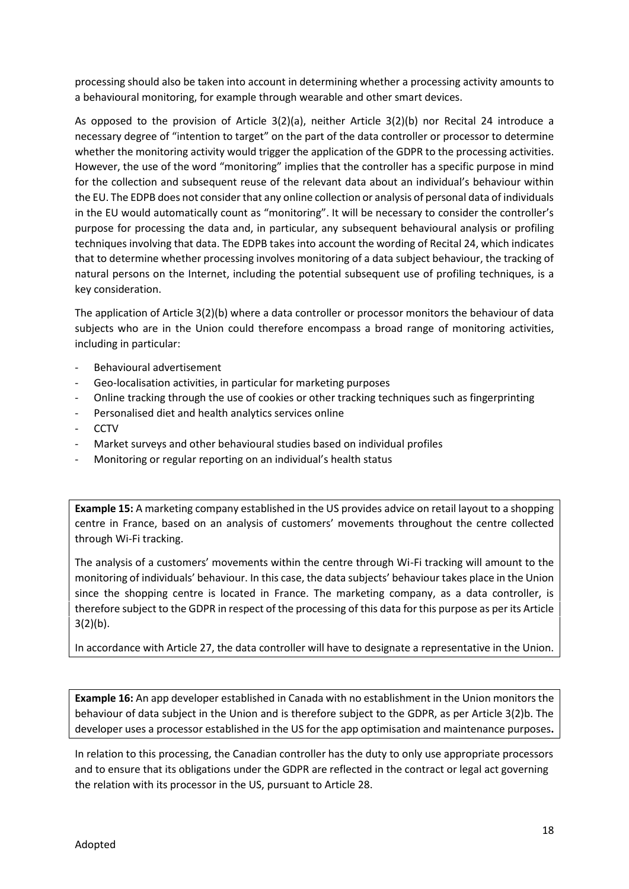processing should also be taken into account in determining whether a processing activity amounts to a behavioural monitoring, for example through wearable and other smart devices.

As opposed to the provision of Article 3(2)(a), neither Article 3(2)(b) nor Recital 24 introduce a necessary degree of "intention to target" on the part of the data controller or processor to determine whether the monitoring activity would trigger the application of the GDPR to the processing activities. However, the use of the word "monitoring" implies that the controller has a specific purpose in mind for the collection and subsequent reuse of the relevant data about an individual's behaviour within the EU. The EDPB does not consider that any online collection or analysis of personal data of individuals in the EU would automatically count as "monitoring". It will be necessary to consider the controller's purpose for processing the data and, in particular, any subsequent behavioural analysis or profiling techniques involving that data. The EDPB takes into account the wording of Recital 24, which indicates that to determine whether processing involves monitoring of a data subject behaviour, the tracking of natural persons on the Internet, including the potential subsequent use of profiling techniques, is a key consideration.

The application of Article 3(2)(b) where a data controller or processor monitors the behaviour of data subjects who are in the Union could therefore encompass a broad range of monitoring activities, including in particular:

- Behavioural advertisement
- Geo-localisation activities, in particular for marketing purposes
- Online tracking through the use of cookies or other tracking techniques such as fingerprinting
- Personalised diet and health analytics services online
- CCTV
- Market surveys and other behavioural studies based on individual profiles
- Monitoring or regular reporting on an individual's health status

**Example 15:** A marketing company established in the US provides advice on retail layout to a shopping centre in France, based on an analysis of customers' movements throughout the centre collected through Wi-Fi tracking.

The analysis of a customers' movements within the centre through Wi-Fi tracking will amount to the monitoring of individuals' behaviour. In this case, the data subjects' behaviour takes place in the Union since the shopping centre is located in France. The marketing company, as a data controller, is therefore subject to the GDPR in respect of the processing of this data for this purpose as per its Article 3(2)(b).

In accordance with Article 27, the data controller will have to designate a representative in the Union.

**Example 16:** An app developer established in Canada with no establishment in the Union monitors the behaviour of data subject in the Union and is therefore subject to the GDPR, as per Article 3(2)b. The developer uses a processor established in the US for the app optimisation and maintenance purposes**.**

In relation to this processing, the Canadian controller has the duty to only use appropriate processors and to ensure that its obligations under the GDPR are reflected in the contract or legal act governing the relation with its processor in the US, pursuant to Article 28.

Adopted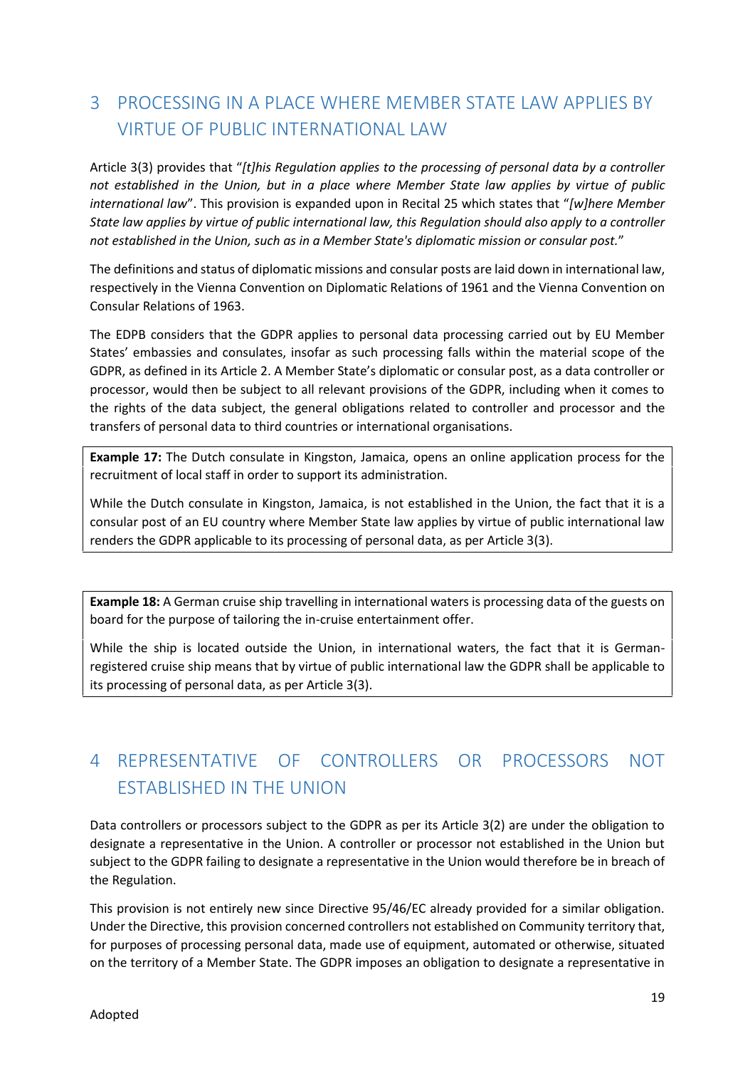# 3 PROCESSING IN A PLACE WHERE MEMBER STATE LAW APPLIES BY VIRTUE OF PUBLIC INTERNATIONAL LAW

Article 3(3) provides that "*[t]his Regulation applies to the processing of personal data by a controller not established in the Union, but in a place where Member State law applies by virtue of public international law*". This provision is expanded upon in Recital 25 which states that "*[w]here Member State law applies by virtue of public international law, this Regulation should also apply to a controller not established in the Union, such as in a Member State's diplomatic mission or consular post.*"

The definitions and status of diplomatic missions and consular posts are laid down in international law, respectively in the Vienna Convention on Diplomatic Relations of 1961 and the Vienna Convention on Consular Relations of 1963.

The EDPB considers that the GDPR applies to personal data processing carried out by EU Member States' embassies and consulates, insofar as such processing falls within the material scope of the GDPR, as defined in its Article 2. A Member State's diplomatic or consular post, as a data controller or processor, would then be subject to all relevant provisions of the GDPR, including when it comes to the rights of the data subject, the general obligations related to controller and processor and the transfers of personal data to third countries or international organisations.

> **Example 17:** The Dutch consulate in Kingston, Jamaica, opens an online application process for the recruitment of local staff in order to support its administration.
>
> While the Dutch consulate in Kingston, Jamaica, is not established in the Union, the fact that it is a consular post of an EU country where Member State law applies by virtue of public international law renders the GDPR applicable to its processing of personal data, as per Article 3(3).

> **Example 18:** A German cruise ship travelling in international waters is processing data of the guests on board for the purpose of tailoring the in-cruise entertainment offer.
>
> While the ship is located outside the Union, in international waters, the fact that it is German-registered cruise ship means that by virtue of public international law the GDPR shall be applicable to its processing of personal data, as per Article 3(3).

# 4 REPRESENTATIVE OF CONTROLLERS OR PROCESSORS NOT ESTABLISHED IN THE UNION

Data controllers or processors subject to the GDPR as per its Article 3(2) are under the obligation to designate a representative in the Union. A controller or processor not established in the Union but subject to the GDPR failing to designate a representative in the Union would therefore be in breach of the Regulation.

This provision is not entirely new since Directive 95/46/EC already provided for a similar obligation. Under the Directive, this provision concerned controllers not established on Community territory that, for purposes of processing personal data, made use of equipment, automated or otherwise, situated on the territory of a Member State. The GDPR imposes an obligation to designate a representative in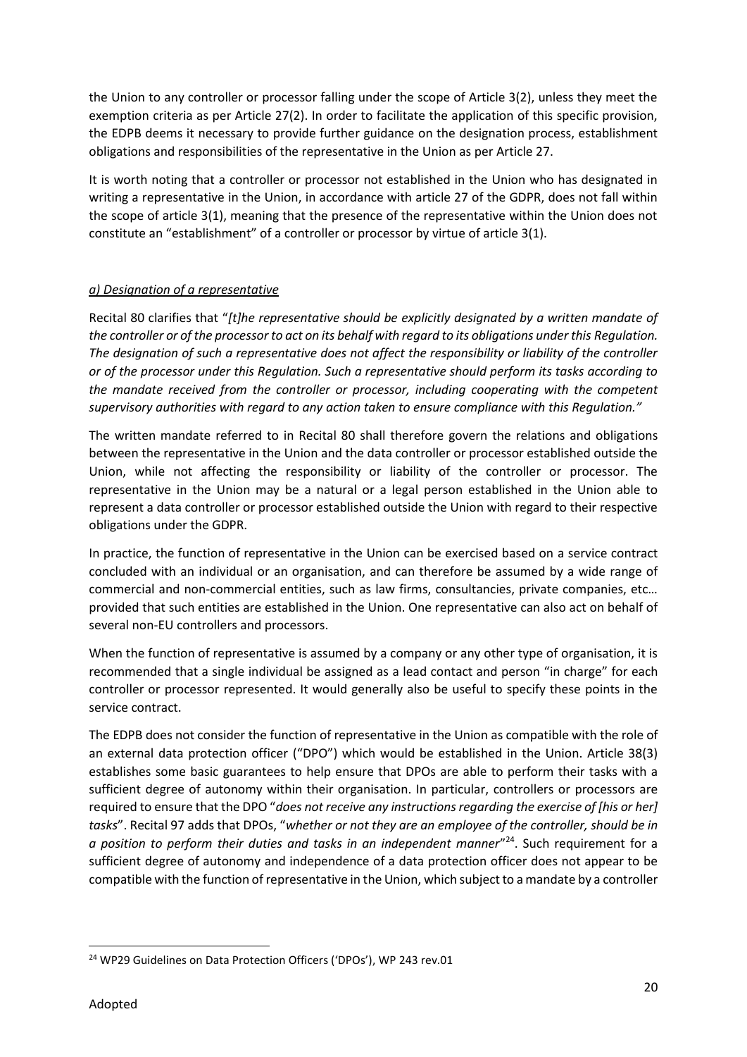the Union to any controller or processor falling under the scope of Article 3(2), unless they meet the exemption criteria as per Article 27(2). In order to facilitate the application of this specific provision, the EDPB deems it necessary to provide further guidance on the designation process, establishment obligations and responsibilities of the representative in the Union as per Article 27.

It is worth noting that a controller or processor not established in the Union who has designated in writing a representative in the Union, in accordance with article 27 of the GDPR, does not fall within the scope of article 3(1), meaning that the presence of the representative within the Union does not constitute an "establishment" of a controller or processor by virtue of article 3(1).

### *a) Designation of a representative*

Recital 80 clarifies that "*[t]he representative should be explicitly designated by a written mandate of the controller or of the processor to act on its behalf with regard to its obligations under this Regulation. The designation of such a representative does not affect the responsibility or liability of the controller or of the processor under this Regulation. Such a representative should perform its tasks according to the mandate received from the controller or processor, including cooperating with the competent supervisory authorities with regard to any action taken to ensure compliance with this Regulation."*

The written mandate referred to in Recital 80 shall therefore govern the relations and obligations between the representative in the Union and the data controller or processor established outside the Union, while not affecting the responsibility or liability of the controller or processor. The representative in the Union may be a natural or a legal person established in the Union able to represent a data controller or processor established outside the Union with regard to their respective obligations under the GDPR.

In practice, the function of representative in the Union can be exercised based on a service contract concluded with an individual or an organisation, and can therefore be assumed by a wide range of commercial and non-commercial entities, such as law firms, consultancies, private companies, etc… provided that such entities are established in the Union. One representative can also act on behalf of several non-EU controllers and processors.

When the function of representative is assumed by a company or any other type of organisation, it is recommended that a single individual be assigned as a lead contact and person "in charge" for each controller or processor represented. It would generally also be useful to specify these points in the service contract.

The EDPB does not consider the function of representative in the Union as compatible with the role of an external data protection officer ("DPO") which would be established in the Union. Article 38(3) establishes some basic guarantees to help ensure that DPOs are able to perform their tasks with a sufficient degree of autonomy within their organisation. In particular, controllers or processors are required to ensure that the DPO "*does not receive any instructions regarding the exercise of [his or her] tasks*". Recital 97 adds that DPOs, "*whether or not they are an employee of the controller, should be in a position to perform their duties and tasks in an independent manner*"[24]. Such requirement for a sufficient degree of autonomy and independence of a data protection officer does not appear to be compatible with the function of representative in the Union, which subject to a mandate by a controller

---

[24] WP29 Guidelines on Data Protection Officers ('DPOs'), WP 243 rev.01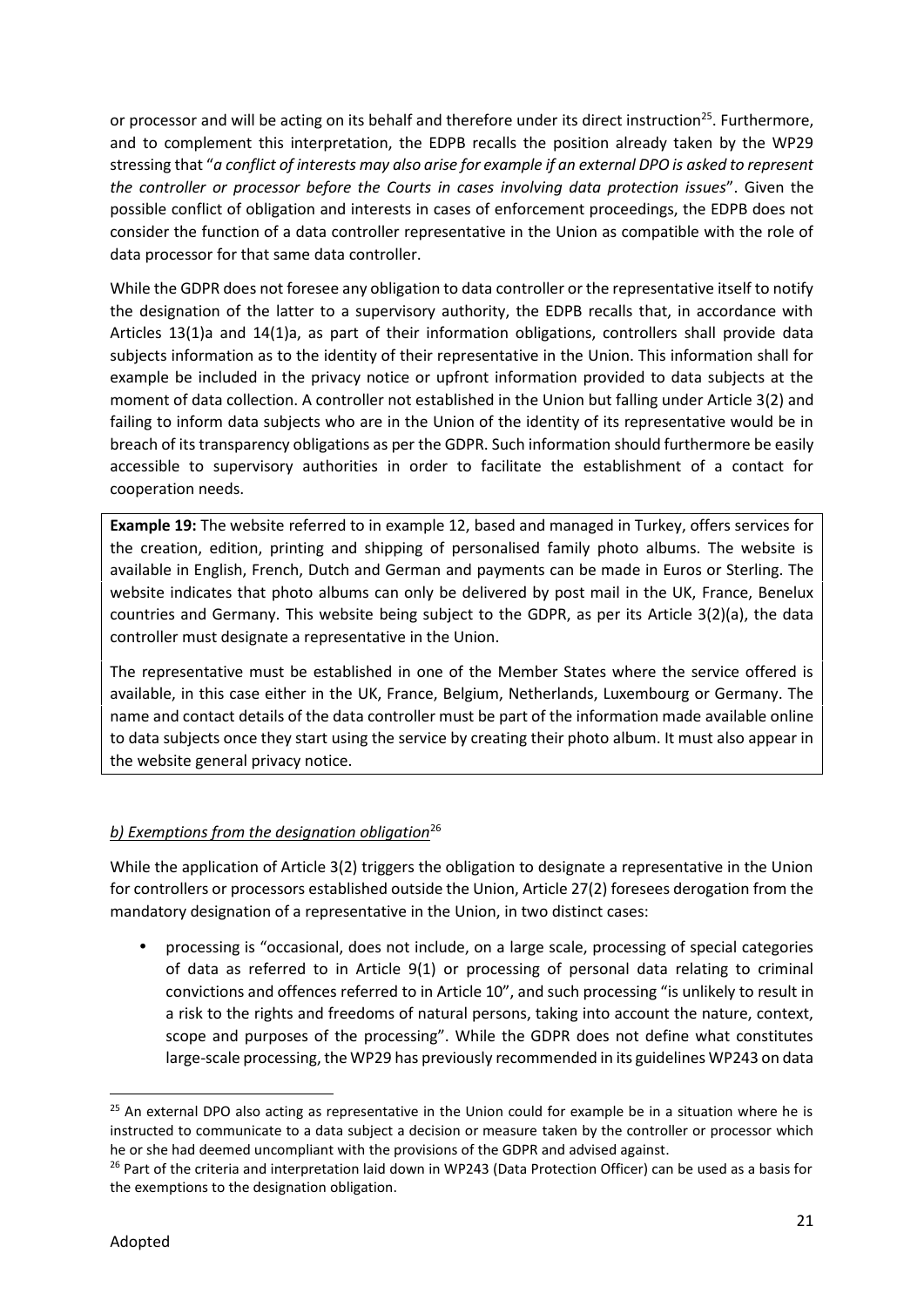or processor and will be acting on its behalf and therefore under its direct instruction[25]. Furthermore, and to complement this interpretation, the EDPB recalls the position already taken by the WP29 stressing that "*a conflict of interests may also arise for example if an external DPO is asked to represent the controller or processor before the Courts in cases involving data protection issues*". Given the possible conflict of obligation and interests in cases of enforcement proceedings, the EDPB does not consider the function of a data controller representative in the Union as compatible with the role of data processor for that same data controller.

While the GDPR does not foresee any obligation to data controller or the representative itself to notify the designation of the latter to a supervisory authority, the EDPB recalls that, in accordance with Articles 13(1)a and 14(1)a, as part of their information obligations, controllers shall provide data subjects information as to the identity of their representative in the Union. This information shall for example be included in the privacy notice or upfront information provided to data subjects at the moment of data collection. A controller not established in the Union but falling under Article 3(2) and failing to inform data subjects who are in the Union of the identity of its representative would be in breach of its transparency obligations as per the GDPR. Such information should furthermore be easily accessible to supervisory authorities in order to facilitate the establishment of a contact for cooperation needs.

**Example 19:** The website referred to in example 12, based and managed in Turkey, offers services for the creation, edition, printing and shipping of personalised family photo albums. The website is available in English, French, Dutch and German and payments can be made in Euros or Sterling. The website indicates that photo albums can only be delivered by post mail in the UK, France, Benelux countries and Germany. This website being subject to the GDPR, as per its Article 3(2)(a), the data controller must designate a representative in the Union.

The representative must be established in one of the Member States where the service offered is available, in this case either in the UK, France, Belgium, Netherlands, Luxembourg or Germany. The name and contact details of the data controller must be part of the information made available online to data subjects once they start using the service by creating their photo album. It must also appear in the website general privacy notice.

### *b) Exemptions from the designation obligation*[26]

While the application of Article 3(2) triggers the obligation to designate a representative in the Union for controllers or processors established outside the Union, Article 27(2) foresees derogation from the mandatory designation of a representative in the Union, in two distinct cases:

- processing is "occasional, does not include, on a large scale, processing of special categories of data as referred to in Article 9(1) or processing of personal data relating to criminal convictions and offences referred to in Article 10", and such processing "is unlikely to result in a risk to the rights and freedoms of natural persons, taking into account the nature, context, scope and purposes of the processing". While the GDPR does not define what constitutes large-scale processing, the WP29 has previously recommended in its guidelines WP243 on data

---

[25] An external DPO also acting as representative in the Union could for example be in a situation where he is instructed to communicate to a data subject a decision or measure taken by the controller or processor which he or she had deemed uncompliant with the provisions of the GDPR and advised against.

[26] Part of the criteria and interpretation laid down in WP243 (Data Protection Officer) can be used as a basis for the exemptions to the designation obligation.

Adopted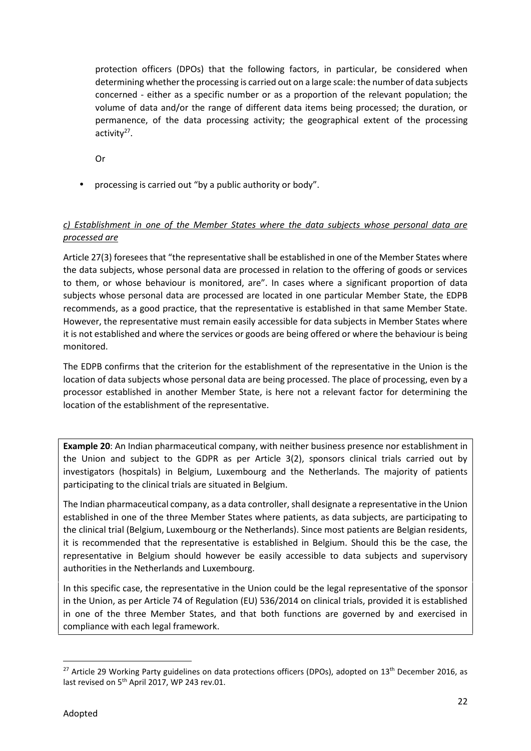protection officers (DPOs) that the following factors, in particular, be considered when determining whether the processing is carried out on a large scale: the number of data subjects concerned - either as a specific number or as a proportion of the relevant population; the volume of data and/or the range of different data items being processed; the duration, or permanence, of the data processing activity; the geographical extent of the processing activity[27].

Or

- processing is carried out "by a public authority or body".

*c) Establishment in one of the Member States where the data subjects whose personal data are processed are*

Article 27(3) foresees that "the representative shall be established in one of the Member States where the data subjects, whose personal data are processed in relation to the offering of goods or services to them, or whose behaviour is monitored, are". In cases where a significant proportion of data subjects whose personal data are processed are located in one particular Member State, the EDPB recommends, as a good practice, that the representative is established in that same Member State. However, the representative must remain easily accessible for data subjects in Member States where it is not established and where the services or goods are being offered or where the behaviour is being monitored.

The EDPB confirms that the criterion for the establishment of the representative in the Union is the location of data subjects whose personal data are being processed. The place of processing, even by a processor established in another Member State, is here not a relevant factor for determining the location of the establishment of the representative.

**Example 20**: An Indian pharmaceutical company, with neither business presence nor establishment in the Union and subject to the GDPR as per Article 3(2), sponsors clinical trials carried out by investigators (hospitals) in Belgium, Luxembourg and the Netherlands. The majority of patients participating to the clinical trials are situated in Belgium.

The Indian pharmaceutical company, as a data controller, shall designate a representative in the Union established in one of the three Member States where patients, as data subjects, are participating to the clinical trial (Belgium, Luxembourg or the Netherlands). Since most patients are Belgian residents, it is recommended that the representative is established in Belgium. Should this be the case, the representative in Belgium should however be easily accessible to data subjects and supervisory authorities in the Netherlands and Luxembourg.

In this specific case, the representative in the Union could be the legal representative of the sponsor in the Union, as per Article 74 of Regulation (EU) 536/2014 on clinical trials, provided it is established in one of the three Member States, and that both functions are governed by and exercised in compliance with each legal framework.

---

[27] Article 29 Working Party guidelines on data protections officers (DPOs), adopted on 13th December 2016, as last revised on 5th April 2017, WP 243 rev.01.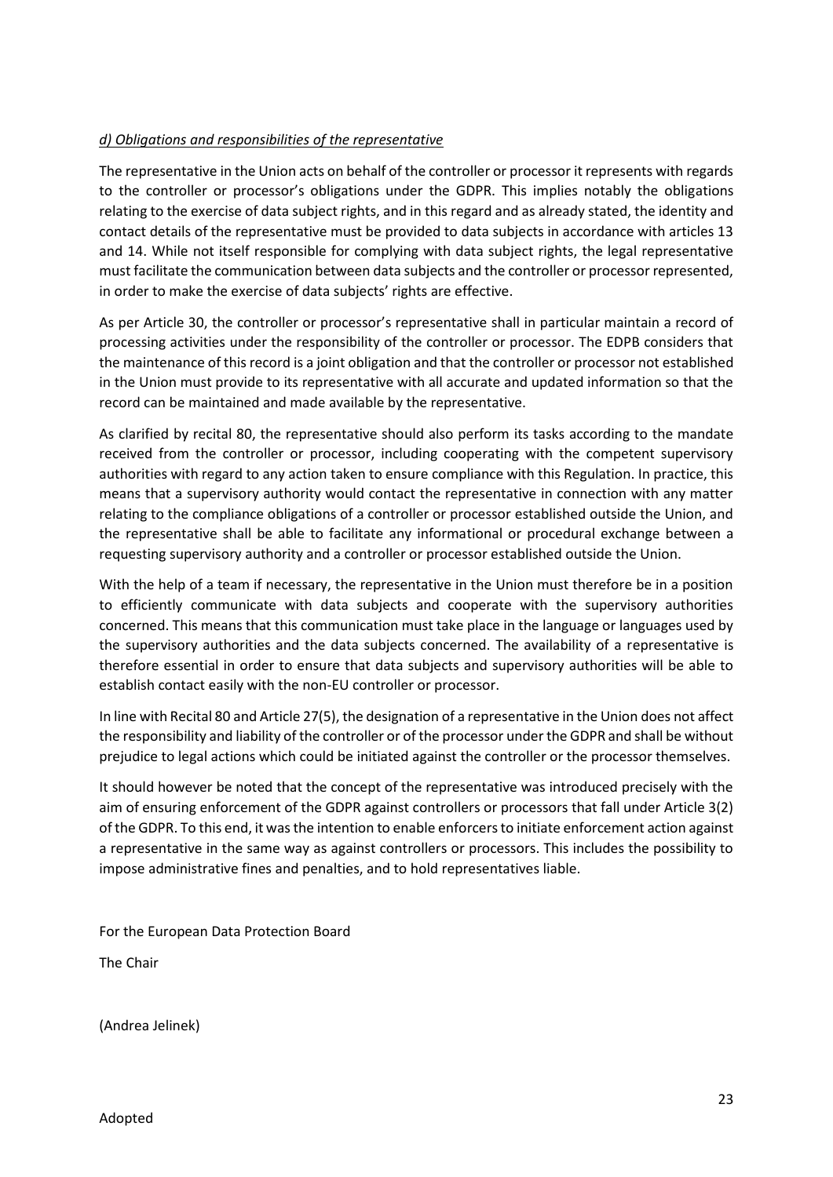*d) Obligations and responsibilities of the representative*

The representative in the Union acts on behalf of the controller or processor it represents with regards to the controller or processor's obligations under the GDPR. This implies notably the obligations relating to the exercise of data subject rights, and in this regard and as already stated, the identity and contact details of the representative must be provided to data subjects in accordance with articles 13 and 14. While not itself responsible for complying with data subject rights, the legal representative must facilitate the communication between data subjects and the controller or processor represented, in order to make the exercise of data subjects' rights are effective.

As per Article 30, the controller or processor's representative shall in particular maintain a record of processing activities under the responsibility of the controller or processor. The EDPB considers that the maintenance of this record is a joint obligation and that the controller or processor not established in the Union must provide to its representative with all accurate and updated information so that the record can be maintained and made available by the representative.

As clarified by recital 80, the representative should also perform its tasks according to the mandate received from the controller or processor, including cooperating with the competent supervisory authorities with regard to any action taken to ensure compliance with this Regulation. In practice, this means that a supervisory authority would contact the representative in connection with any matter relating to the compliance obligations of a controller or processor established outside the Union, and the representative shall be able to facilitate any informational or procedural exchange between a requesting supervisory authority and a controller or processor established outside the Union.

With the help of a team if necessary, the representative in the Union must therefore be in a position to efficiently communicate with data subjects and cooperate with the supervisory authorities concerned. This means that this communication must take place in the language or languages used by the supervisory authorities and the data subjects concerned. The availability of a representative is therefore essential in order to ensure that data subjects and supervisory authorities will be able to establish contact easily with the non-EU controller or processor.

In line with Recital 80 and Article 27(5), the designation of a representative in the Union does not affect the responsibility and liability of the controller or of the processor under the GDPR and shall be without prejudice to legal actions which could be initiated against the controller or the processor themselves.

It should however be noted that the concept of the representative was introduced precisely with the aim of ensuring enforcement of the GDPR against controllers or processors that fall under Article 3(2) of the GDPR. To this end, it was the intention to enable enforcers to initiate enforcement action against a representative in the same way as against controllers or processors. This includes the possibility to impose administrative fines and penalties, and to hold representatives liable.

For the European Data Protection Board

The Chair

(Andrea Jelinek)

Adopted